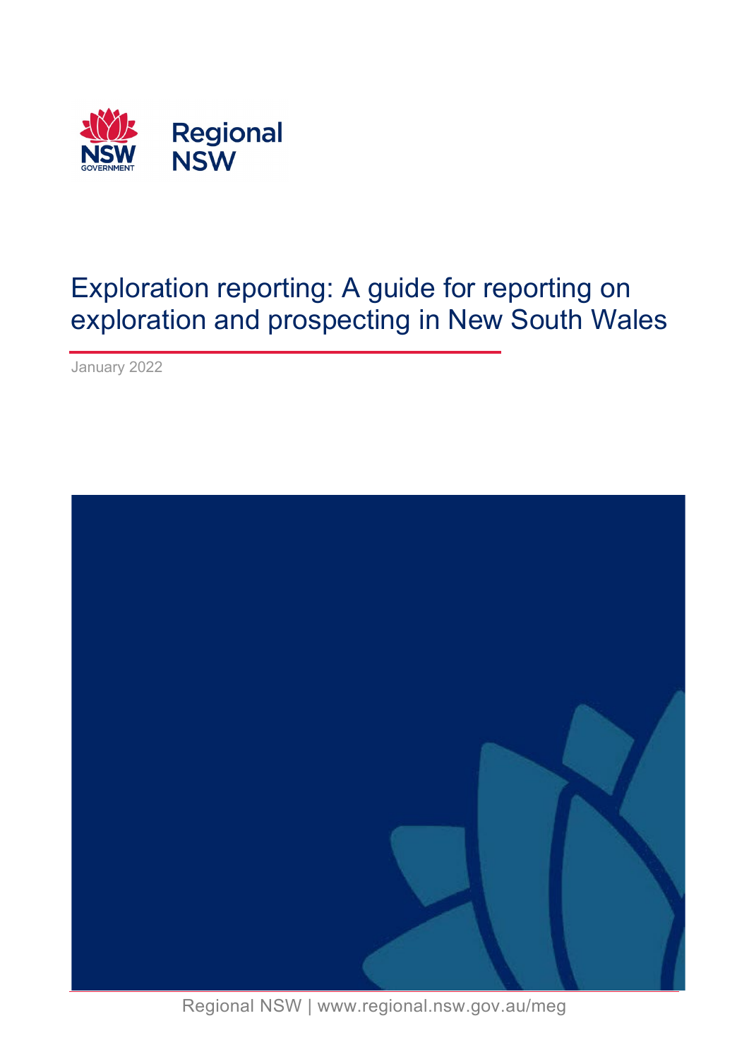# Exploration reporting: A guide for reporting on exploration and prospecting in New South Wales

January 2022

Regional NSW | www.regional.nsw.gov.au/meg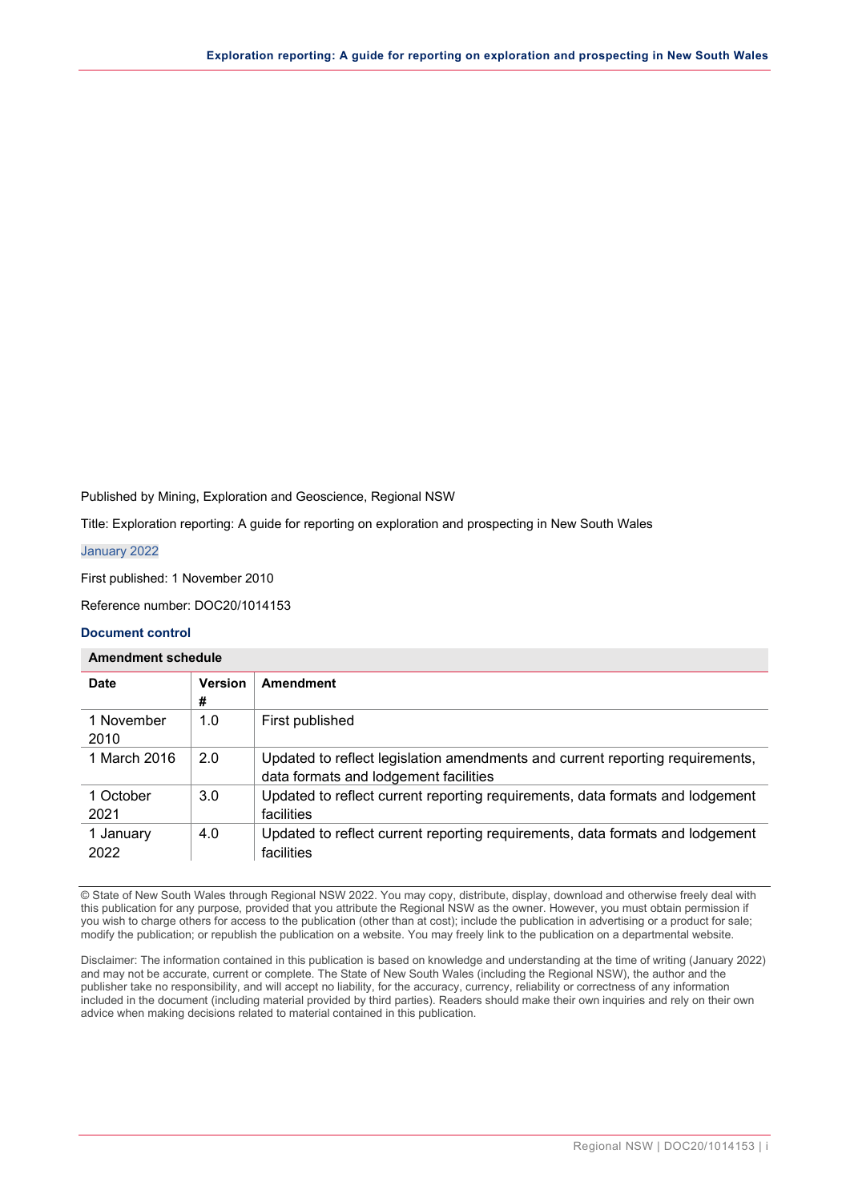Published by Mining, Exploration and Geoscience, Regional NSW

Title: Exploration reporting: A guide for reporting on exploration and prospecting in New South Wales

January 2022

First published: 1 November 2010

Reference number: DOC20/1014153

### Document control

**Amendment schedule**

| Date | Version # | Amendment |
|---|---|---|
| 1 November 2010 | 1.0 | First published |
| 1 March 2016 | 2.0 | Updated to reflect legislation amendments and current reporting requirements, data formats and lodgement facilities |
| 1 October 2021 | 3.0 | Updated to reflect current reporting requirements, data formats and lodgement facilities |
| 1 January 2022 | 4.0 | Updated to reflect current reporting requirements, data formats and lodgement facilities |

© State of New South Wales through Regional NSW 2022. You may copy, distribute, display, download and otherwise freely deal with this publication for any purpose, provided that you attribute the Regional NSW as the owner. However, you must obtain permission if you wish to charge others for access to the publication (other than at cost); include the publication in advertising or a product for sale; modify the publication; or republish the publication on a website. You may freely link to the publication on a departmental website.

Disclaimer: The information contained in this publication is based on knowledge and understanding at the time of writing (January 2022) and may not be accurate, current or complete. The State of New South Wales (including the Regional NSW), the author and the publisher take no responsibility, and will accept no liability, for the accuracy, currency, reliability or correctness of any information included in the document (including material provided by third parties). Readers should make their own inquiries and rely on their own advice when making decisions related to material contained in this publication.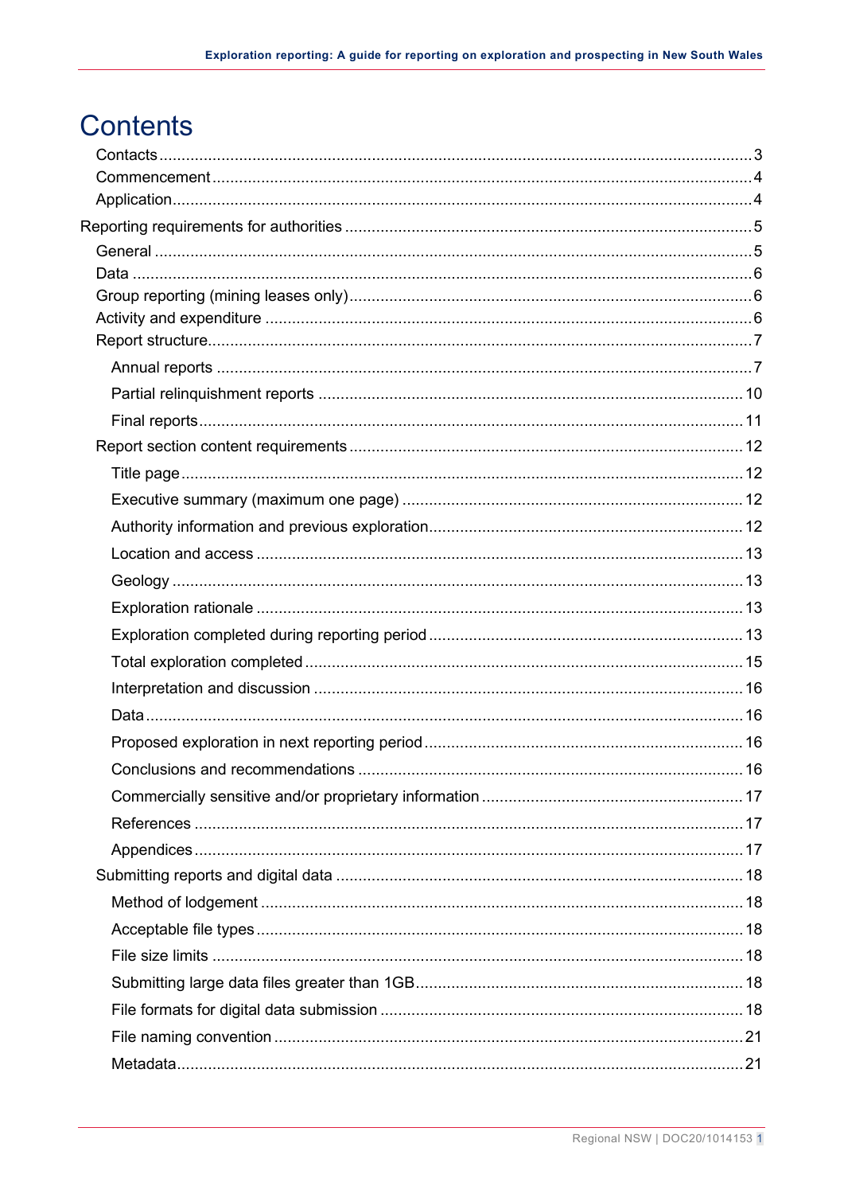# Contents

- Contacts ........ 3
- Commencement ........ 4
- Application ........ 4

Reporting requirements for authorities ........ 5

- General ........ 5
- Data ........ 6
- Group reporting (mining leases only) ........ 6
- Activity and expenditure ........ 6
- Report structure ........ 7
  - Annual reports ........ 7
  - Partial relinquishment reports ........ 10
  - Final reports ........ 11
- Report section content requirements ........ 12
  - Title page ........ 12
  - Executive summary (maximum one page) ........ 12
  - Authority information and previous exploration ........ 12
  - Location and access ........ 13
  - Geology ........ 13
  - Exploration rationale ........ 13
  - Exploration completed during reporting period ........ 13
  - Total exploration completed ........ 15
  - Interpretation and discussion ........ 16
  - Data ........ 16
  - Proposed exploration in next reporting period ........ 16
  - Conclusions and recommendations ........ 16
  - Commercially sensitive and/or proprietary information ........ 17
  - References ........ 17
  - Appendices ........ 17
- Submitting reports and digital data ........ 18
  - Method of lodgement ........ 18
  - Acceptable file types ........ 18
  - File size limits ........ 18
  - Submitting large data files greater than 1GB ........ 18
  - File formats for digital data submission ........ 18
  - File naming convention ........ 21
  - Metadata ........ 21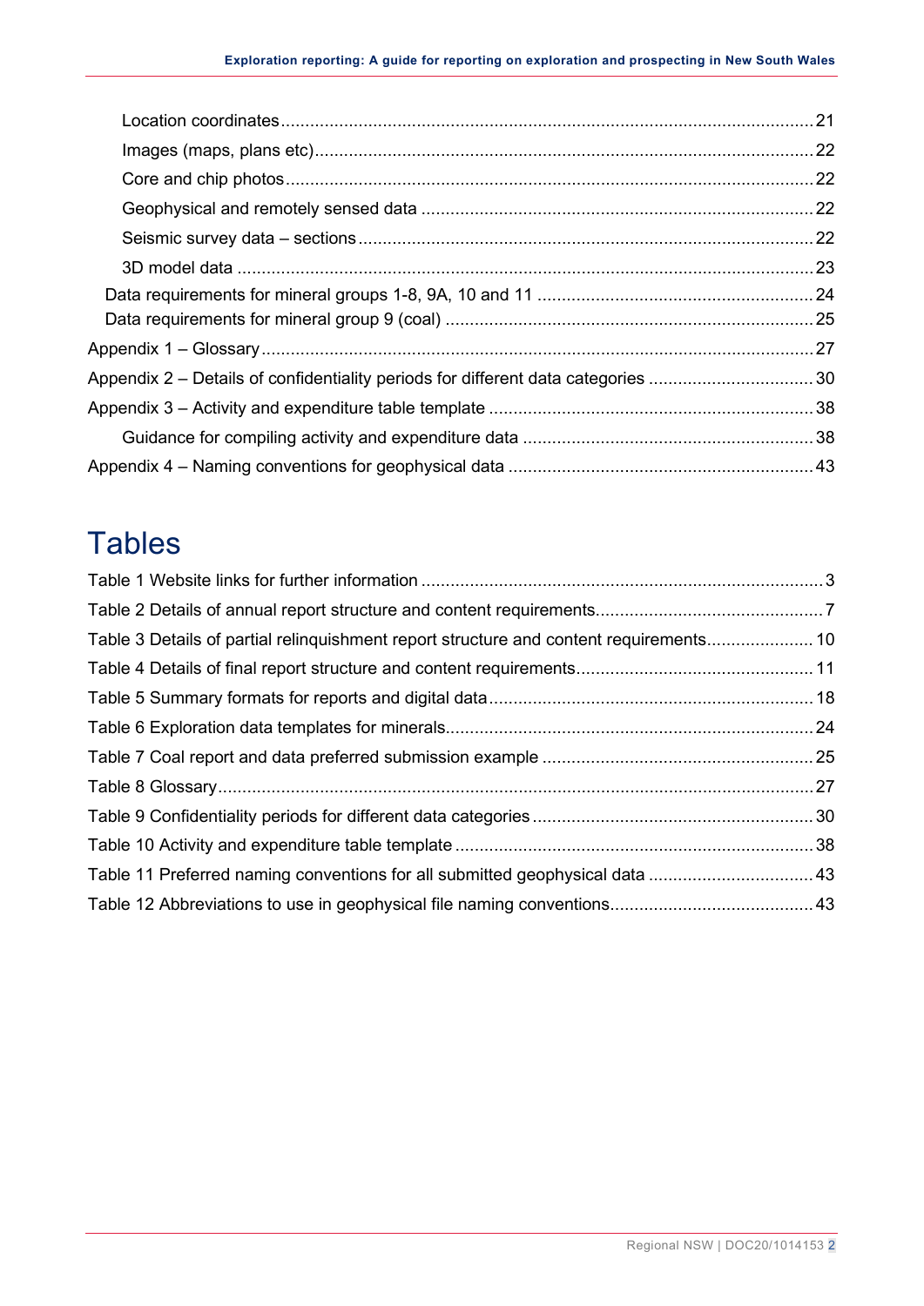Location coordinates ........ 21
Images (maps, plans etc) ........ 22
Core and chip photos ........ 22
Geophysical and remotely sensed data ........ 22
Seismic survey data – sections ........ 22
3D model data ........ 23
Data requirements for mineral groups 1-8, 9A, 10 and 11 ........ 24
Data requirements for mineral group 9 (coal) ........ 25
Appendix 1 – Glossary ........ 27
Appendix 2 – Details of confidentiality periods for different data categories ........ 30
Appendix 3 – Activity and expenditure table template ........ 38
Guidance for compiling activity and expenditure data ........ 38
Appendix 4 – Naming conventions for geophysical data ........ 43

# Tables

Table 1 Website links for further information ........ 3
Table 2 Details of annual report structure and content requirements ........ 7
Table 3 Details of partial relinquishment report structure and content requirements ........ 10
Table 4 Details of final report structure and content requirements ........ 11
Table 5 Summary formats for reports and digital data ........ 18
Table 6 Exploration data templates for minerals ........ 24
Table 7 Coal report and data preferred submission example ........ 25
Table 8 Glossary ........ 27
Table 9 Confidentiality periods for different data categories ........ 30
Table 10 Activity and expenditure table template ........ 38
Table 11 Preferred naming conventions for all submitted geophysical data ........ 43
Table 12 Abbreviations to use in geophysical file naming conventions ........ 43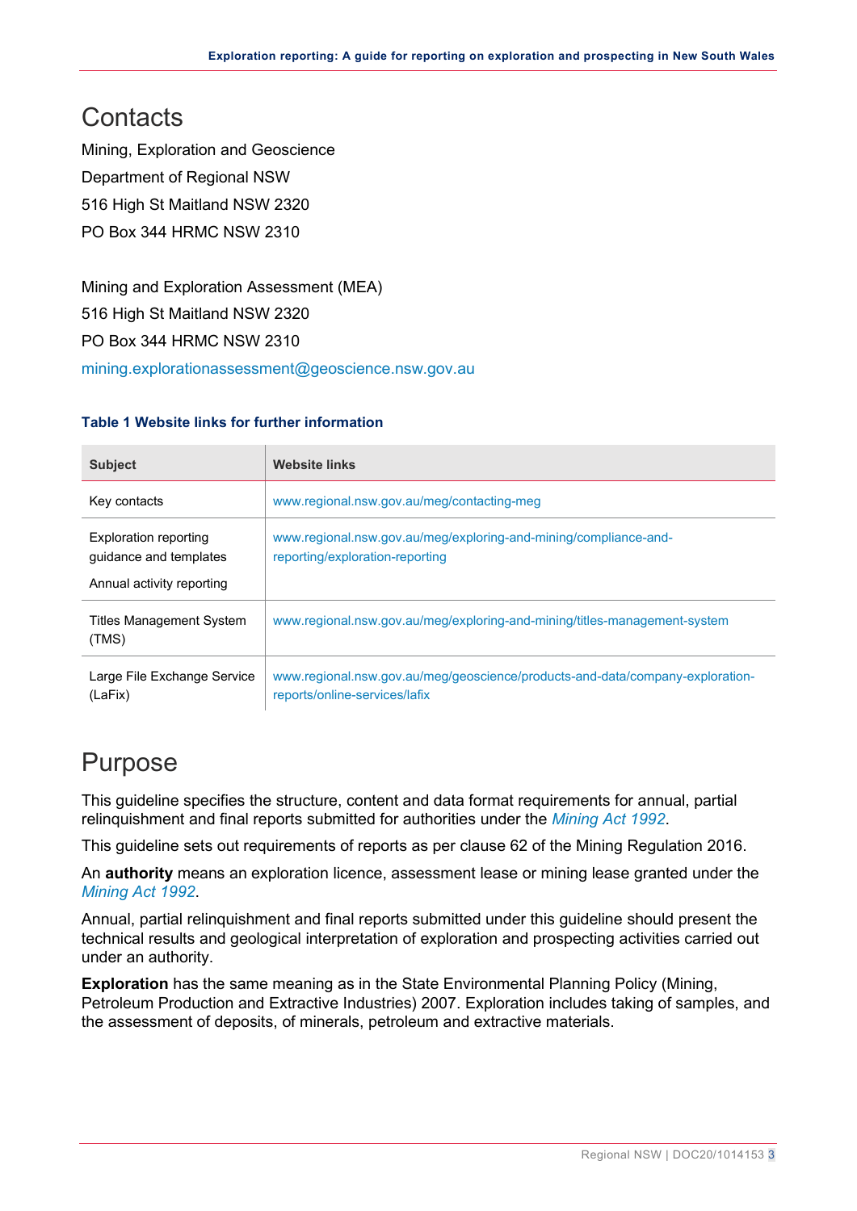# Contacts

Mining, Exploration and Geoscience

Department of Regional NSW

516 High St Maitland NSW 2320

PO Box 344 HRMC NSW 2310

Mining and Exploration Assessment (MEA)

516 High St Maitland NSW 2320

PO Box 344 HRMC NSW 2310

mining.explorationassessment@geoscience.nsw.gov.au

**Table 1 Website links for further information**

| Subject | Website links |
|---|---|
| Key contacts | www.regional.nsw.gov.au/meg/contacting-meg |
| Exploration reporting guidance and templates<br>Annual activity reporting | www.regional.nsw.gov.au/meg/exploring-and-mining/compliance-and-reporting/exploration-reporting |
| Titles Management System (TMS) | www.regional.nsw.gov.au/meg/exploring-and-mining/titles-management-system |
| Large File Exchange Service (LaFix) | www.regional.nsw.gov.au/meg/geoscience/products-and-data/company-exploration-reports/online-services/lafix |

# Purpose

This guideline specifies the structure, content and data format requirements for annual, partial relinquishment and final reports submitted for authorities under the *Mining Act 1992*.

This guideline sets out requirements of reports as per clause 62 of the Mining Regulation 2016.

An **authority** means an exploration licence, assessment lease or mining lease granted under the *Mining Act 1992*.

Annual, partial relinquishment and final reports submitted under this guideline should present the technical results and geological interpretation of exploration and prospecting activities carried out under an authority.

**Exploration** has the same meaning as in the State Environmental Planning Policy (Mining, Petroleum Production and Extractive Industries) 2007. Exploration includes taking of samples, and the assessment of deposits, of minerals, petroleum and extractive materials.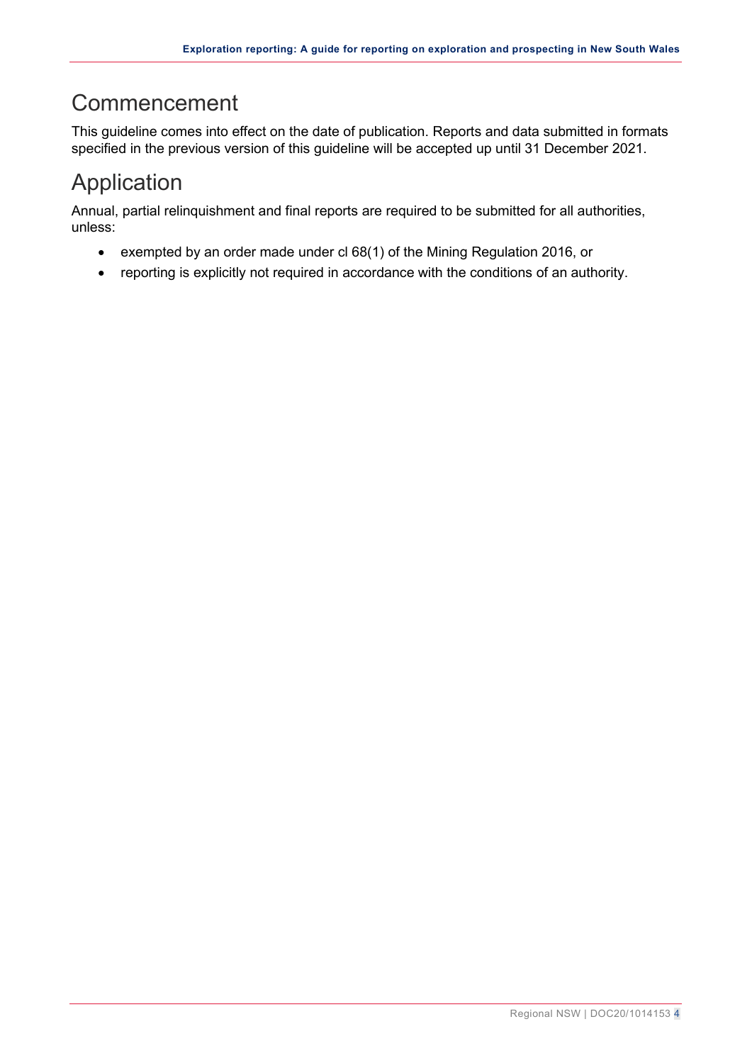# Commencement

This guideline comes into effect on the date of publication. Reports and data submitted in formats specified in the previous version of this guideline will be accepted up until 31 December 2021.

# Application

Annual, partial relinquishment and final reports are required to be submitted for all authorities, unless:

- exempted by an order made under cl 68(1) of the Mining Regulation 2016, or
- reporting is explicitly not required in accordance with the conditions of an authority.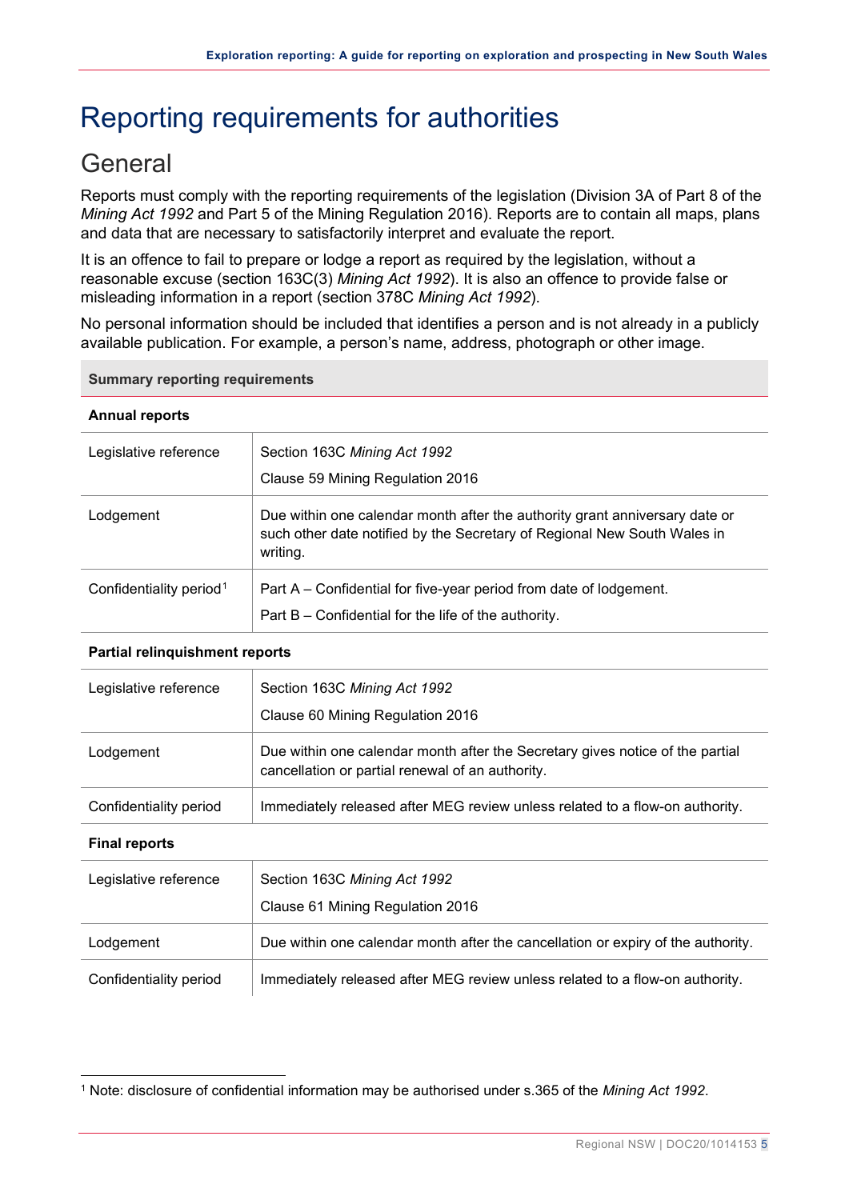# Reporting requirements for authorities

## General

Reports must comply with the reporting requirements of the legislation (Division 3A of Part 8 of the *Mining Act 1992* and Part 5 of the Mining Regulation 2016). Reports are to contain all maps, plans and data that are necessary to satisfactorily interpret and evaluate the report.

It is an offence to fail to prepare or lodge a report as required by the legislation, without a reasonable excuse (section 163C(3) *Mining Act 1992*). It is also an offence to provide false or misleading information in a report (section 378C *Mining Act 1992*).

No personal information should be included that identifies a person and is not already in a publicly available publication. For example, a person's name, address, photograph or other image.

| **Summary reporting requirements** | |
|---|---|
| **Annual reports** | |
| Legislative reference | Section 163C *Mining Act 1992*<br>Clause 59 Mining Regulation 2016 |
| Lodgement | Due within one calendar month after the authority grant anniversary date or such other date notified by the Secretary of Regional New South Wales in writing. |
| Confidentiality period[1] | Part A – Confidential for five-year period from date of lodgement.<br>Part B – Confidential for the life of the authority. |
| **Partial relinquishment reports** | |
| Legislative reference | Section 163C *Mining Act 1992*<br>Clause 60 Mining Regulation 2016 |
| Lodgement | Due within one calendar month after the Secretary gives notice of the partial cancellation or partial renewal of an authority. |
| Confidentiality period | Immediately released after MEG review unless related to a flow-on authority. |
| **Final reports** | |
| Legislative reference | Section 163C *Mining Act 1992*<br>Clause 61 Mining Regulation 2016 |
| Lodgement | Due within one calendar month after the cancellation or expiry of the authority. |
| Confidentiality period | Immediately released after MEG review unless related to a flow-on authority. |

[1] Note: disclosure of confidential information may be authorised under s.365 of the *Mining Act 1992*.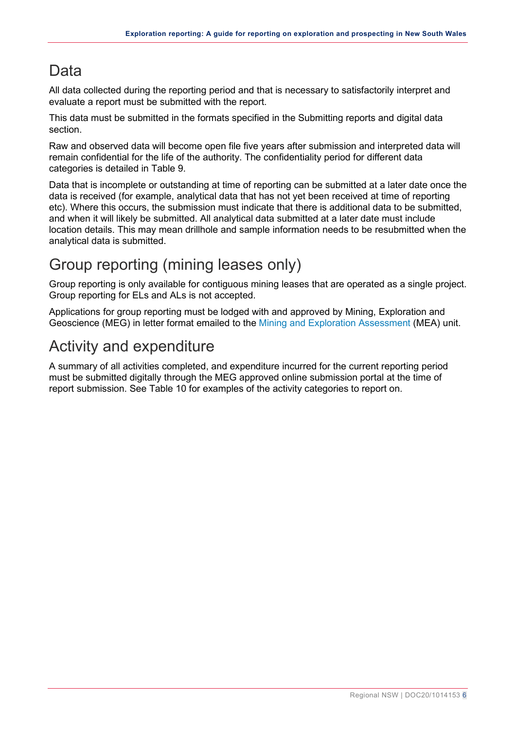## Data

All data collected during the reporting period and that is necessary to satisfactorily interpret and evaluate a report must be submitted with the report.

This data must be submitted in the formats specified in the Submitting reports and digital data section.

Raw and observed data will become open file five years after submission and interpreted data will remain confidential for the life of the authority. The confidentiality period for different data categories is detailed in Table 9.

Data that is incomplete or outstanding at time of reporting can be submitted at a later date once the data is received (for example, analytical data that has not yet been received at time of reporting etc). Where this occurs, the submission must indicate that there is additional data to be submitted, and when it will likely be submitted. All analytical data submitted at a later date must include location details. This may mean drillhole and sample information needs to be resubmitted when the analytical data is submitted.

## Group reporting (mining leases only)

Group reporting is only available for contiguous mining leases that are operated as a single project. Group reporting for ELs and ALs is not accepted.

Applications for group reporting must be lodged with and approved by Mining, Exploration and Geoscience (MEG) in letter format emailed to the Mining and Exploration Assessment (MEA) unit.

## Activity and expenditure

A summary of all activities completed, and expenditure incurred for the current reporting period must be submitted digitally through the MEG approved online submission portal at the time of report submission. See Table 10 for examples of the activity categories to report on.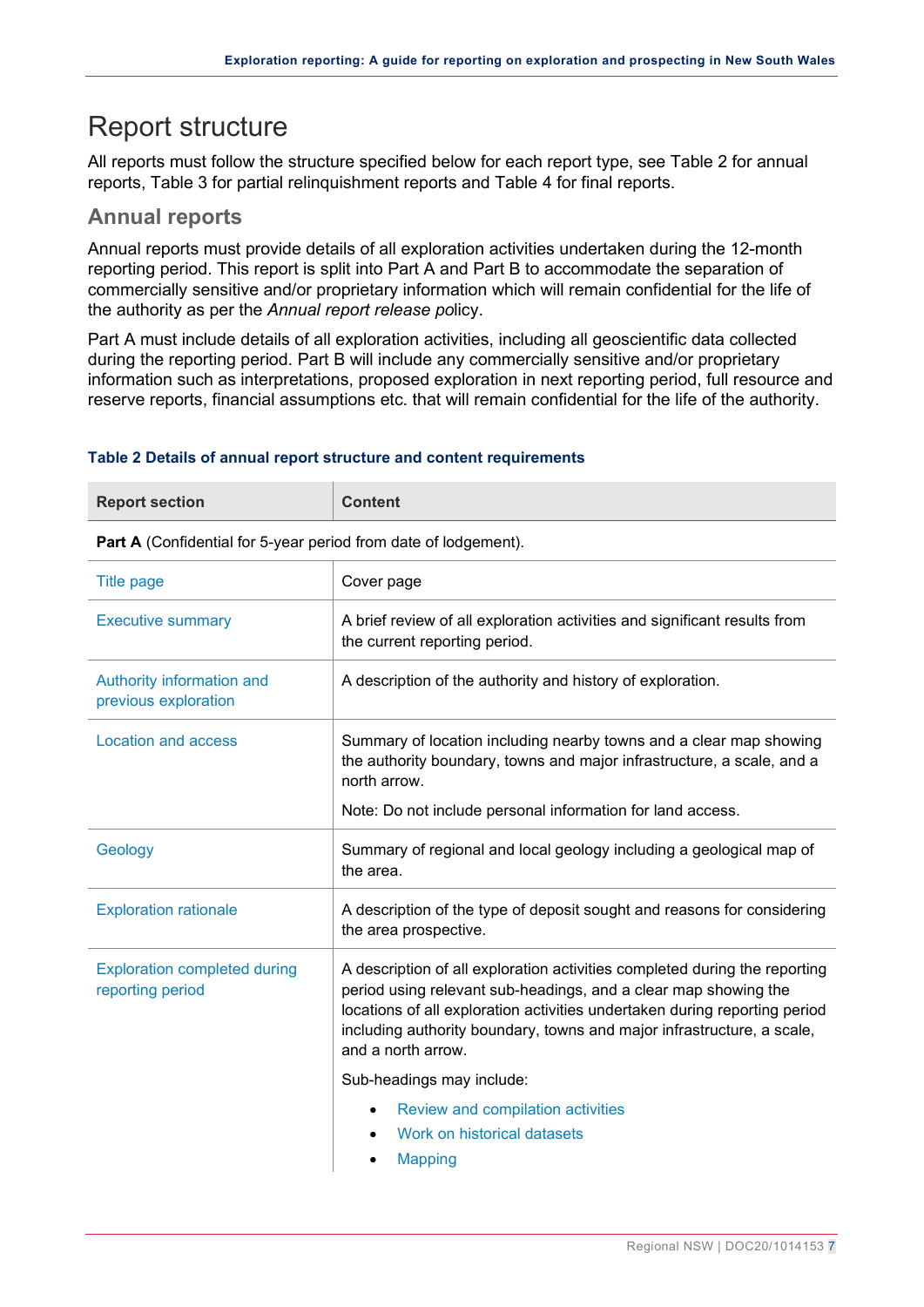# Report structure

All reports must follow the structure specified below for each report type, see Table 2 for annual reports, Table 3 for partial relinquishment reports and Table 4 for final reports.

## Annual reports

Annual reports must provide details of all exploration activities undertaken during the 12-month reporting period. This report is split into Part A and Part B to accommodate the separation of commercially sensitive and/or proprietary information which will remain confidential for the life of the authority as per the *Annual report release* policy.

Part A must include details of all exploration activities, including all geoscientific data collected during the reporting period. Part B will include any commercially sensitive and/or proprietary information such as interpretations, proposed exploration in next reporting period, full resource and reserve reports, financial assumptions etc. that will remain confidential for the life of the authority.

**Table 2 Details of annual report structure and content requirements**

| Report section | Content |
|---|---|
| **Part A** (Confidential for 5-year period from date of lodgement). | |
| Title page | Cover page |
| Executive summary | A brief review of all exploration activities and significant results from the current reporting period. |
| Authority information and previous exploration | A description of the authority and history of exploration. |
| Location and access | Summary of location including nearby towns and a clear map showing the authority boundary, towns and major infrastructure, a scale, and a north arrow.<br><br>Note: Do not include personal information for land access. |
| Geology | Summary of regional and local geology including a geological map of the area. |
| Exploration rationale | A description of the type of deposit sought and reasons for considering the area prospective. |
| Exploration completed during reporting period | A description of all exploration activities completed during the reporting period using relevant sub-headings, and a clear map showing the locations of all exploration activities undertaken during reporting period including authority boundary, towns and major infrastructure, a scale, and a north arrow.<br><br>Sub-headings may include:<br>• Review and compilation activities<br>• Work on historical datasets<br>• Mapping |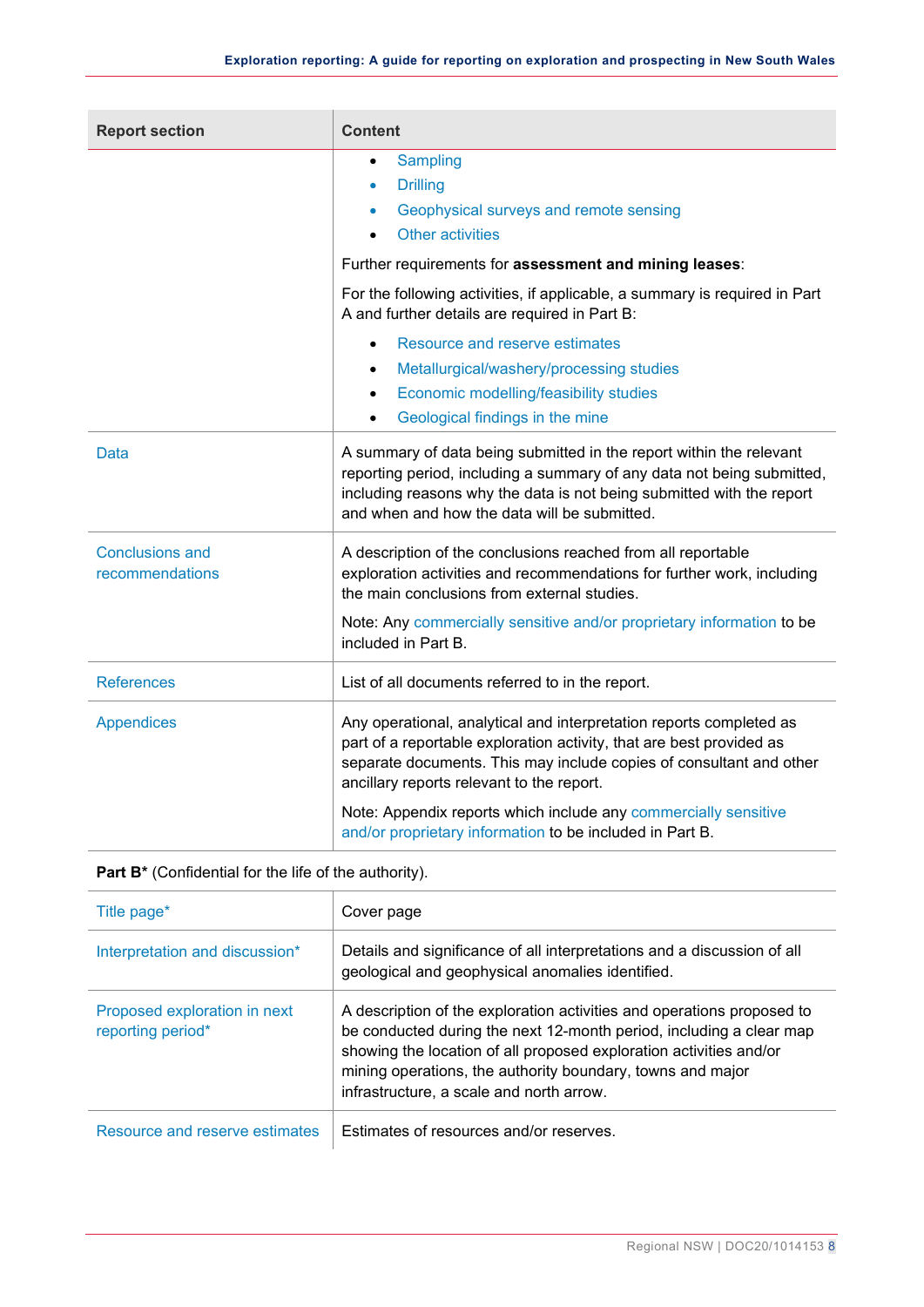| Report section | Content |
|---|---|
| | • Sampling<br>• Drilling<br>• Geophysical surveys and remote sensing<br>• Other activities<br><br>Further requirements for **assessment and mining leases**:<br><br>For the following activities, if applicable, a summary is required in Part A and further details are required in Part B:<br><br>• Resource and reserve estimates<br>• Metallurgical/washery/processing studies<br>• Economic modelling/feasibility studies<br>• Geological findings in the mine |
| Data | A summary of data being submitted in the report within the relevant reporting period, including a summary of any data not being submitted, including reasons why the data is not being submitted with the report and when and how the data will be submitted. |
| Conclusions and recommendations | A description of the conclusions reached from all reportable exploration activities and recommendations for further work, including the main conclusions from external studies.<br><br>Note: Any commercially sensitive and/or proprietary information to be included in Part B. |
| References | List of all documents referred to in the report. |
| Appendices | Any operational, analytical and interpretation reports completed as part of a reportable exploration activity, that are best provided as separate documents. This may include copies of consultant and other ancillary reports relevant to the report.<br><br>Note: Appendix reports which include any commercially sensitive and/or proprietary information to be included in Part B. |
| **Part B*** (Confidential for the life of the authority). | |
| Title page* | Cover page |
| Interpretation and discussion* | Details and significance of all interpretations and a discussion of all geological and geophysical anomalies identified. |
| Proposed exploration in next reporting period* | A description of the exploration activities and operations proposed to be conducted during the next 12-month period, including a clear map showing the location of all proposed exploration activities and/or mining operations, the authority boundary, towns and major infrastructure, a scale and north arrow. |
| Resource and reserve estimates | Estimates of resources and/or reserves. |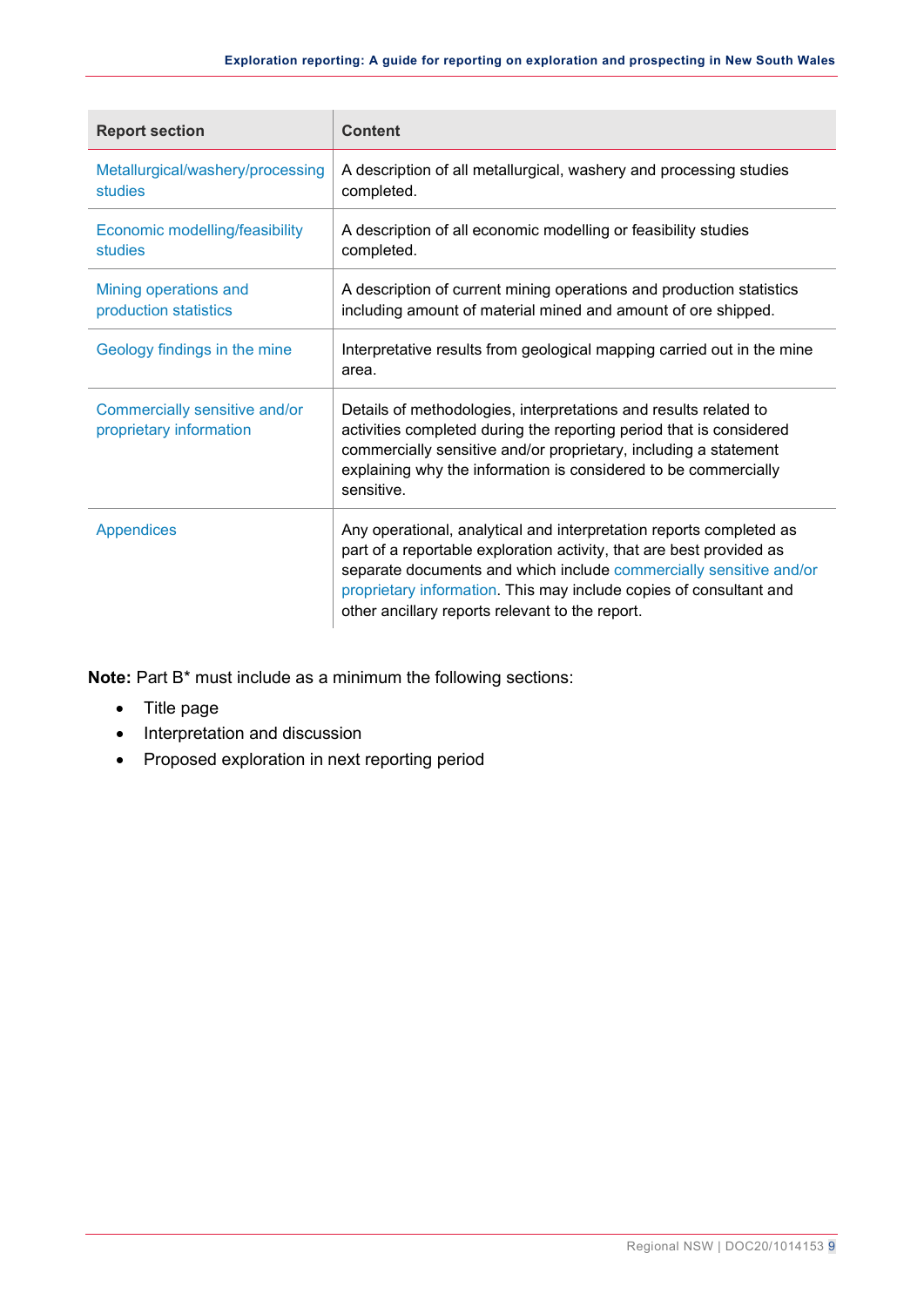| Report section | Content |
|---|---|
| Metallurgical/washery/processing studies | A description of all metallurgical, washery and processing studies completed. |
| Economic modelling/feasibility studies | A description of all economic modelling or feasibility studies completed. |
| Mining operations and production statistics | A description of current mining operations and production statistics including amount of material mined and amount of ore shipped. |
| Geology findings in the mine | Interpretative results from geological mapping carried out in the mine area. |
| Commercially sensitive and/or proprietary information | Details of methodologies, interpretations and results related to activities completed during the reporting period that is considered commercially sensitive and/or proprietary, including a statement explaining why the information is considered to be commercially sensitive. |
| Appendices | Any operational, analytical and interpretation reports completed as part of a reportable exploration activity, that are best provided as separate documents and which include commercially sensitive and/or proprietary information. This may include copies of consultant and other ancillary reports relevant to the report. |

**Note:** Part B* must include as a minimum the following sections:

- Title page
- Interpretation and discussion
- Proposed exploration in next reporting period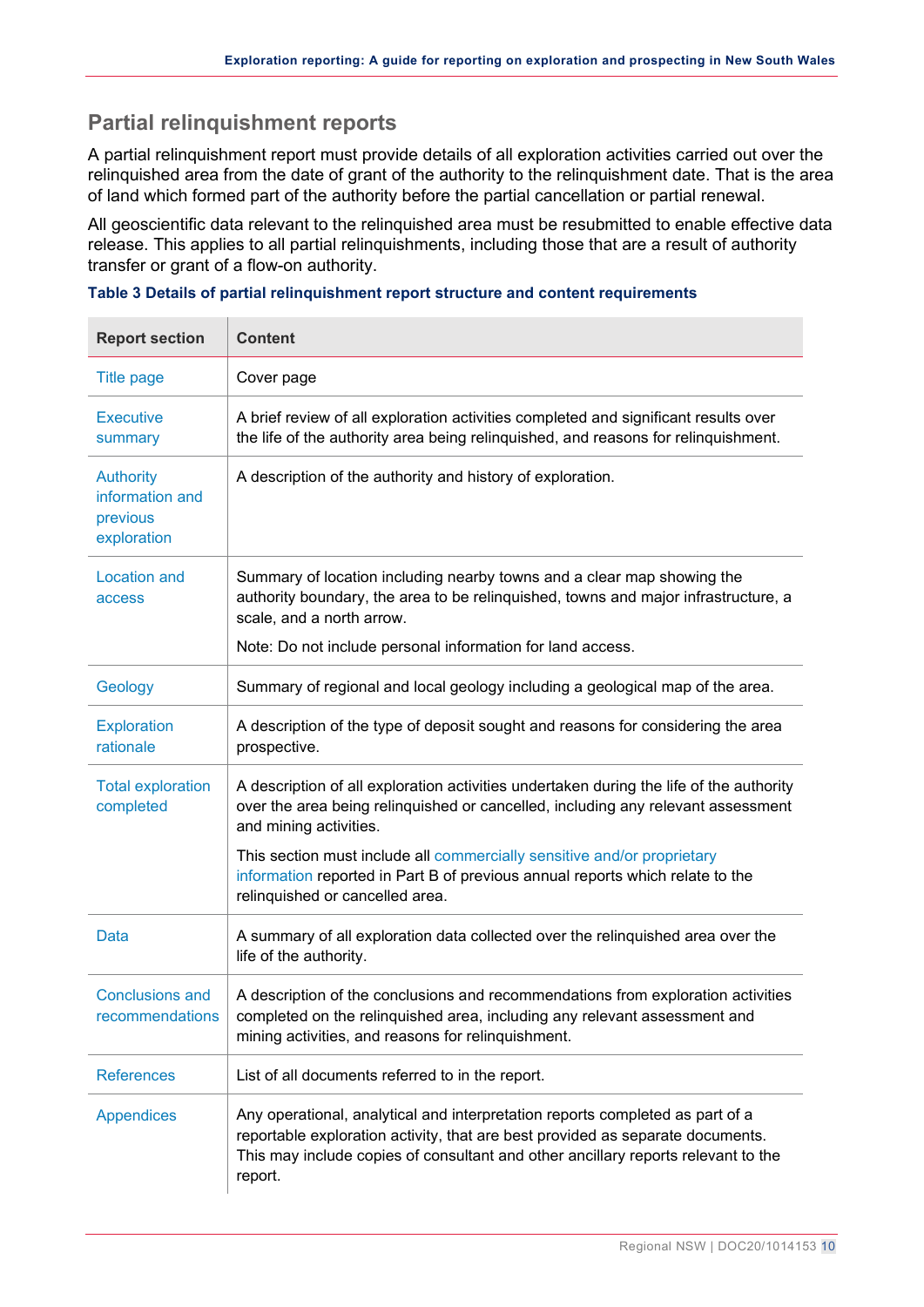## Partial relinquishment reports

A partial relinquishment report must provide details of all exploration activities carried out over the relinquished area from the date of grant of the authority to the relinquishment date. That is the area of land which formed part of the authority before the partial cancellation or partial renewal.

All geoscientific data relevant to the relinquished area must be resubmitted to enable effective data release. This applies to all partial relinquishments, including those that are a result of authority transfer or grant of a flow-on authority.

**Table 3 Details of partial relinquishment report structure and content requirements**

| Report section | Content |
|---|---|
| Title page | Cover page |
| Executive summary | A brief review of all exploration activities completed and significant results over the life of the authority area being relinquished, and reasons for relinquishment. |
| Authority information and previous exploration | A description of the authority and history of exploration. |
| Location and access | Summary of location including nearby towns and a clear map showing the authority boundary, the area to be relinquished, towns and major infrastructure, a scale, and a north arrow.<br><br>Note: Do not include personal information for land access. |
| Geology | Summary of regional and local geology including a geological map of the area. |
| Exploration rationale | A description of the type of deposit sought and reasons for considering the area prospective. |
| Total exploration completed | A description of all exploration activities undertaken during the life of the authority over the area being relinquished or cancelled, including any relevant assessment and mining activities.<br><br>This section must include all commercially sensitive and/or proprietary information reported in Part B of previous annual reports which relate to the relinquished or cancelled area. |
| Data | A summary of all exploration data collected over the relinquished area over the life of the authority. |
| Conclusions and recommendations | A description of the conclusions and recommendations from exploration activities completed on the relinquished area, including any relevant assessment and mining activities, and reasons for relinquishment. |
| References | List of all documents referred to in the report. |
| Appendices | Any operational, analytical and interpretation reports completed as part of a reportable exploration activity, that are best provided as separate documents. This may include copies of consultant and other ancillary reports relevant to the report. |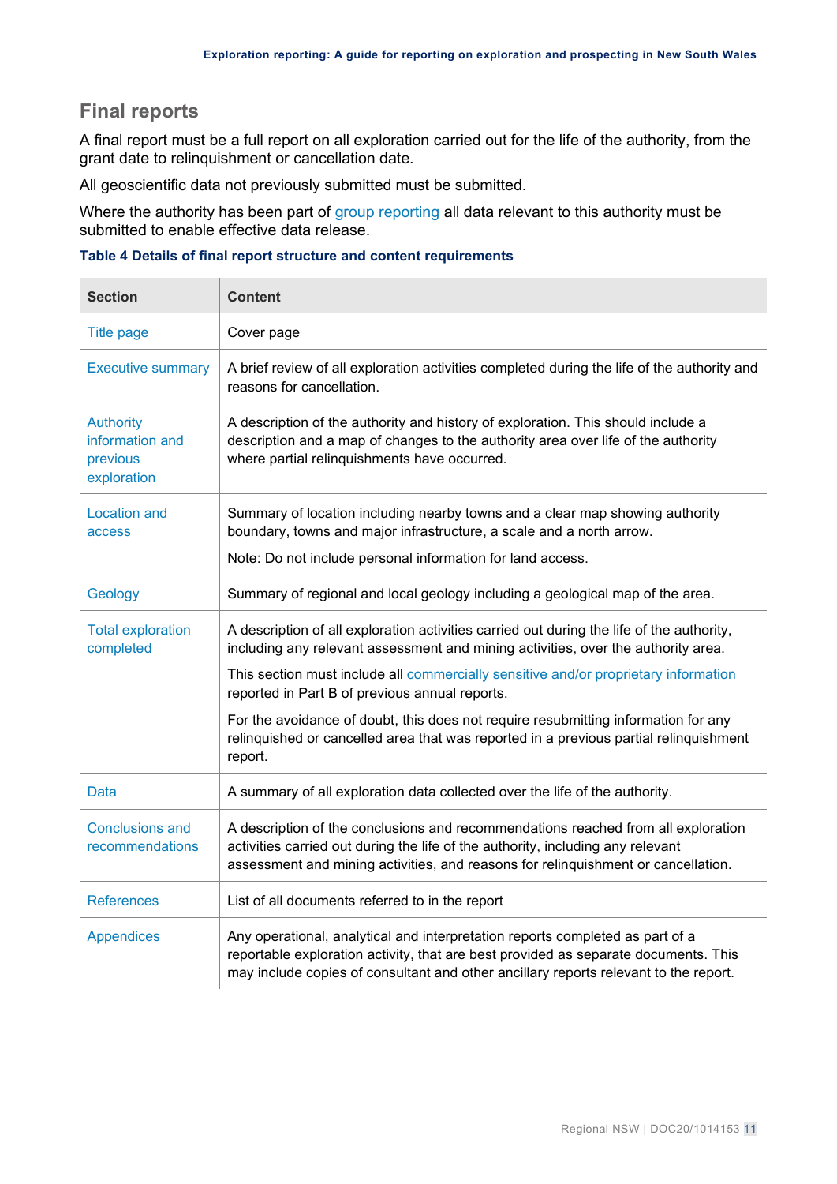## Final reports

A final report must be a full report on all exploration carried out for the life of the authority, from the grant date to relinquishment or cancellation date.

All geoscientific data not previously submitted must be submitted.

Where the authority has been part of group reporting all data relevant to this authority must be submitted to enable effective data release.

**Table 4 Details of final report structure and content requirements**

| Section | Content |
|---|---|
| Title page | Cover page |
| Executive summary | A brief review of all exploration activities completed during the life of the authority and reasons for cancellation. |
| Authority information and previous exploration | A description of the authority and history of exploration. This should include a description and a map of changes to the authority area over life of the authority where partial relinquishments have occurred. |
| Location and access | Summary of location including nearby towns and a clear map showing authority boundary, towns and major infrastructure, a scale and a north arrow.<br><br>Note: Do not include personal information for land access. |
| Geology | Summary of regional and local geology including a geological map of the area. |
| Total exploration completed | A description of all exploration activities carried out during the life of the authority, including any relevant assessment and mining activities, over the authority area.<br><br>This section must include all commercially sensitive and/or proprietary information reported in Part B of previous annual reports.<br><br>For the avoidance of doubt, this does not require resubmitting information for any relinquished or cancelled area that was reported in a previous partial relinquishment report. |
| Data | A summary of all exploration data collected over the life of the authority. |
| Conclusions and recommendations | A description of the conclusions and recommendations reached from all exploration activities carried out during the life of the authority, including any relevant assessment and mining activities, and reasons for relinquishment or cancellation. |
| References | List of all documents referred to in the report |
| Appendices | Any operational, analytical and interpretation reports completed as part of a reportable exploration activity, that are best provided as separate documents. This may include copies of consultant and other ancillary reports relevant to the report. |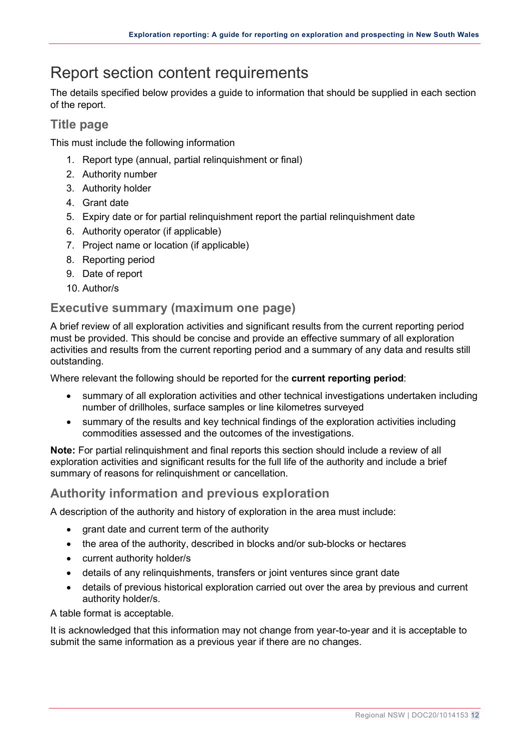# Report section content requirements

The details specified below provides a guide to information that should be supplied in each section of the report.

## Title page

This must include the following information

1. Report type (annual, partial relinquishment or final)
2. Authority number
3. Authority holder
4. Grant date
5. Expiry date or for partial relinquishment report the partial relinquishment date
6. Authority operator (if applicable)
7. Project name or location (if applicable)
8. Reporting period
9. Date of report
10. Author/s

## Executive summary (maximum one page)

A brief review of all exploration activities and significant results from the current reporting period must be provided. This should be concise and provide an effective summary of all exploration activities and results from the current reporting period and a summary of any data and results still outstanding.

Where relevant the following should be reported for the **current reporting period**:

- summary of all exploration activities and other technical investigations undertaken including number of drillholes, surface samples or line kilometres surveyed
- summary of the results and key technical findings of the exploration activities including commodities assessed and the outcomes of the investigations.

**Note:** For partial relinquishment and final reports this section should include a review of all exploration activities and significant results for the full life of the authority and include a brief summary of reasons for relinquishment or cancellation.

## Authority information and previous exploration

A description of the authority and history of exploration in the area must include:

- grant date and current term of the authority
- the area of the authority, described in blocks and/or sub-blocks or hectares
- current authority holder/s
- details of any relinquishments, transfers or joint ventures since grant date
- details of previous historical exploration carried out over the area by previous and current authority holder/s.

A table format is acceptable.

It is acknowledged that this information may not change from year-to-year and it is acceptable to submit the same information as a previous year if there are no changes.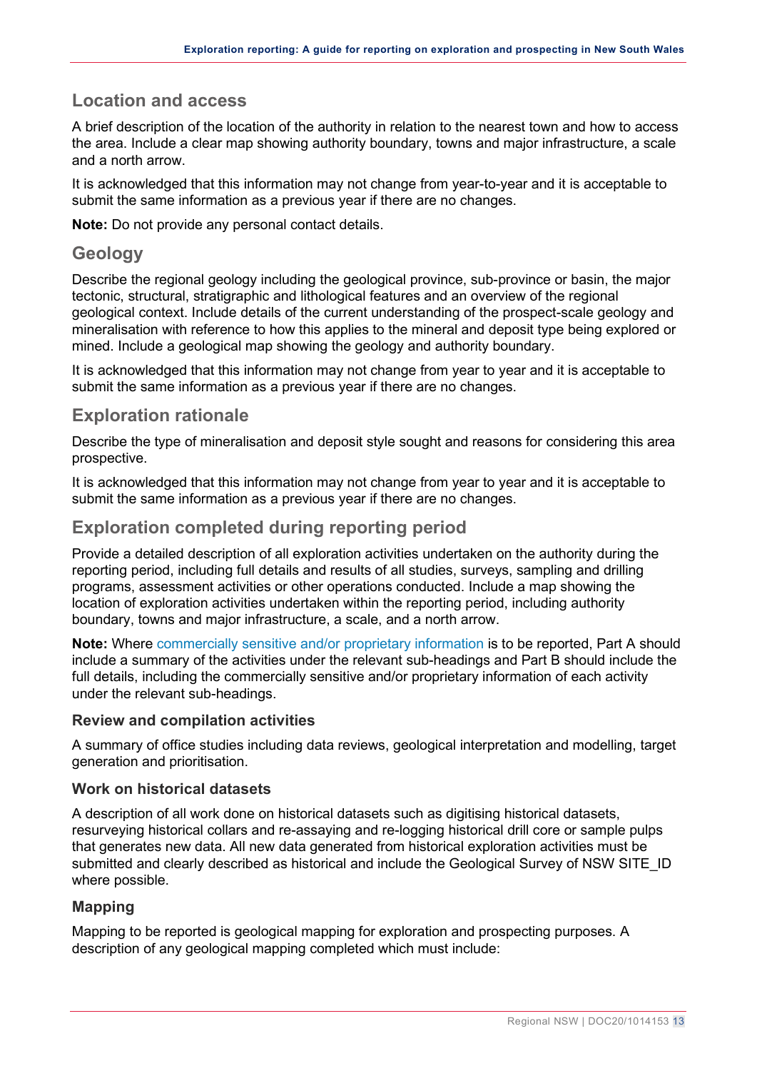## Location and access

A brief description of the location of the authority in relation to the nearest town and how to access the area. Include a clear map showing authority boundary, towns and major infrastructure, a scale and a north arrow.

It is acknowledged that this information may not change from year-to-year and it is acceptable to submit the same information as a previous year if there are no changes.

**Note:** Do not provide any personal contact details.

## Geology

Describe the regional geology including the geological province, sub-province or basin, the major tectonic, structural, stratigraphic and lithological features and an overview of the regional geological context. Include details of the current understanding of the prospect-scale geology and mineralisation with reference to how this applies to the mineral and deposit type being explored or mined. Include a geological map showing the geology and authority boundary.

It is acknowledged that this information may not change from year to year and it is acceptable to submit the same information as a previous year if there are no changes.

## Exploration rationale

Describe the type of mineralisation and deposit style sought and reasons for considering this area prospective.

It is acknowledged that this information may not change from year to year and it is acceptable to submit the same information as a previous year if there are no changes.

## Exploration completed during reporting period

Provide a detailed description of all exploration activities undertaken on the authority during the reporting period, including full details and results of all studies, surveys, sampling and drilling programs, assessment activities or other operations conducted. Include a map showing the location of exploration activities undertaken within the reporting period, including authority boundary, towns and major infrastructure, a scale, and a north arrow.

**Note:** Where commercially sensitive and/or proprietary information is to be reported, Part A should include a summary of the activities under the relevant sub-headings and Part B should include the full details, including the commercially sensitive and/or proprietary information of each activity under the relevant sub-headings.

### Review and compilation activities

A summary of office studies including data reviews, geological interpretation and modelling, target generation and prioritisation.

### Work on historical datasets

A description of all work done on historical datasets such as digitising historical datasets, resurveying historical collars and re-assaying and re-logging historical drill core or sample pulps that generates new data. All new data generated from historical exploration activities must be submitted and clearly described as historical and include the Geological Survey of NSW SITE_ID where possible.

### Mapping

Mapping to be reported is geological mapping for exploration and prospecting purposes. A description of any geological mapping completed which must include: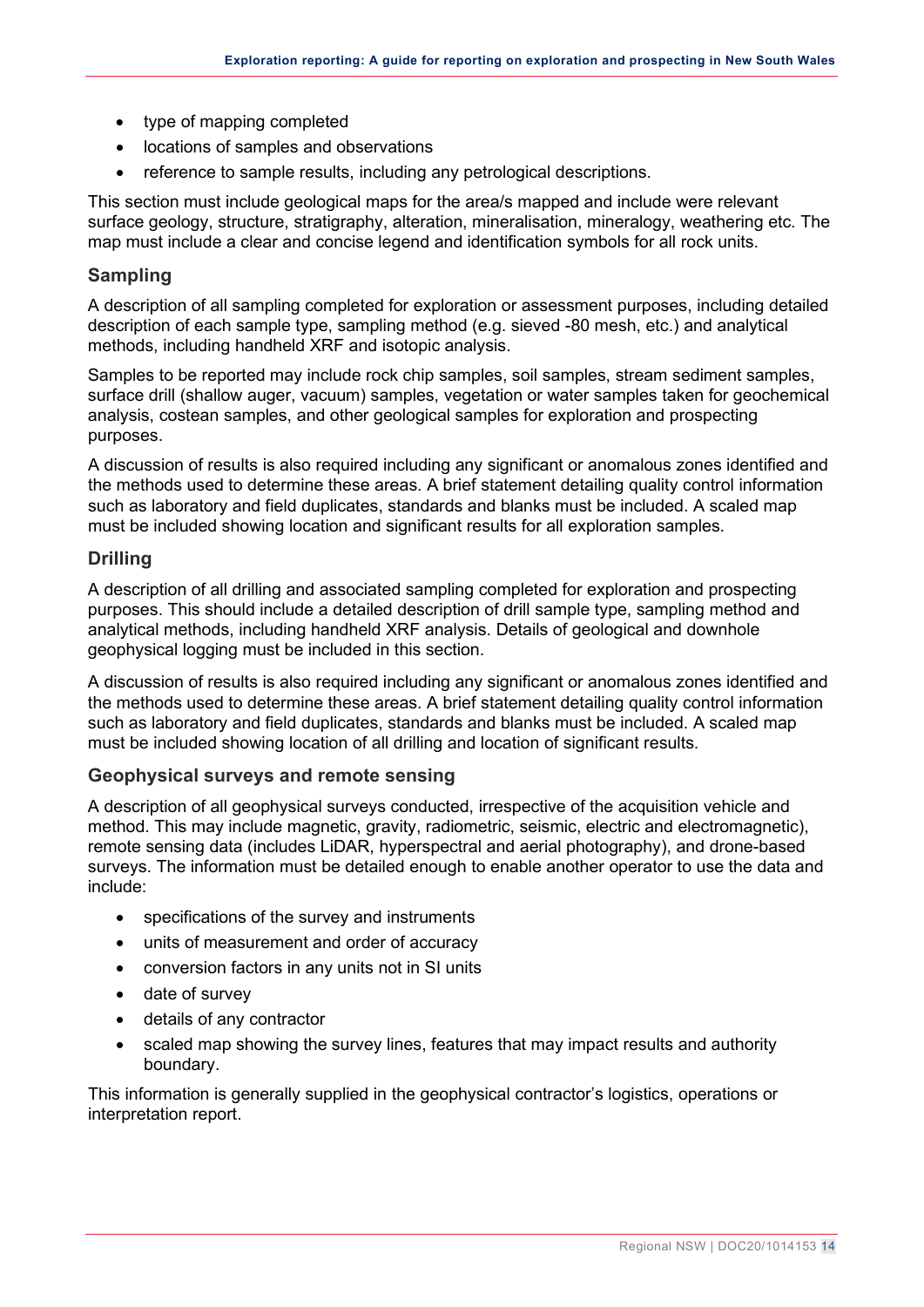- type of mapping completed
- locations of samples and observations
- reference to sample results, including any petrological descriptions.

This section must include geological maps for the area/s mapped and include were relevant surface geology, structure, stratigraphy, alteration, mineralisation, mineralogy, weathering etc. The map must include a clear and concise legend and identification symbols for all rock units.

### Sampling

A description of all sampling completed for exploration or assessment purposes, including detailed description of each sample type, sampling method (e.g. sieved -80 mesh, etc.) and analytical methods, including handheld XRF and isotopic analysis.

Samples to be reported may include rock chip samples, soil samples, stream sediment samples, surface drill (shallow auger, vacuum) samples, vegetation or water samples taken for geochemical analysis, costean samples, and other geological samples for exploration and prospecting purposes.

A discussion of results is also required including any significant or anomalous zones identified and the methods used to determine these areas. A brief statement detailing quality control information such as laboratory and field duplicates, standards and blanks must be included. A scaled map must be included showing location and significant results for all exploration samples.

### Drilling

A description of all drilling and associated sampling completed for exploration and prospecting purposes. This should include a detailed description of drill sample type, sampling method and analytical methods, including handheld XRF analysis. Details of geological and downhole geophysical logging must be included in this section.

A discussion of results is also required including any significant or anomalous zones identified and the methods used to determine these areas. A brief statement detailing quality control information such as laboratory and field duplicates, standards and blanks must be included. A scaled map must be included showing location of all drilling and location of significant results.

### Geophysical surveys and remote sensing

A description of all geophysical surveys conducted, irrespective of the acquisition vehicle and method. This may include magnetic, gravity, radiometric, seismic, electric and electromagnetic), remote sensing data (includes LiDAR, hyperspectral and aerial photography), and drone-based surveys. The information must be detailed enough to enable another operator to use the data and include:

- specifications of the survey and instruments
- units of measurement and order of accuracy
- conversion factors in any units not in SI units
- date of survey
- details of any contractor
- scaled map showing the survey lines, features that may impact results and authority boundary.

This information is generally supplied in the geophysical contractor's logistics, operations or interpretation report.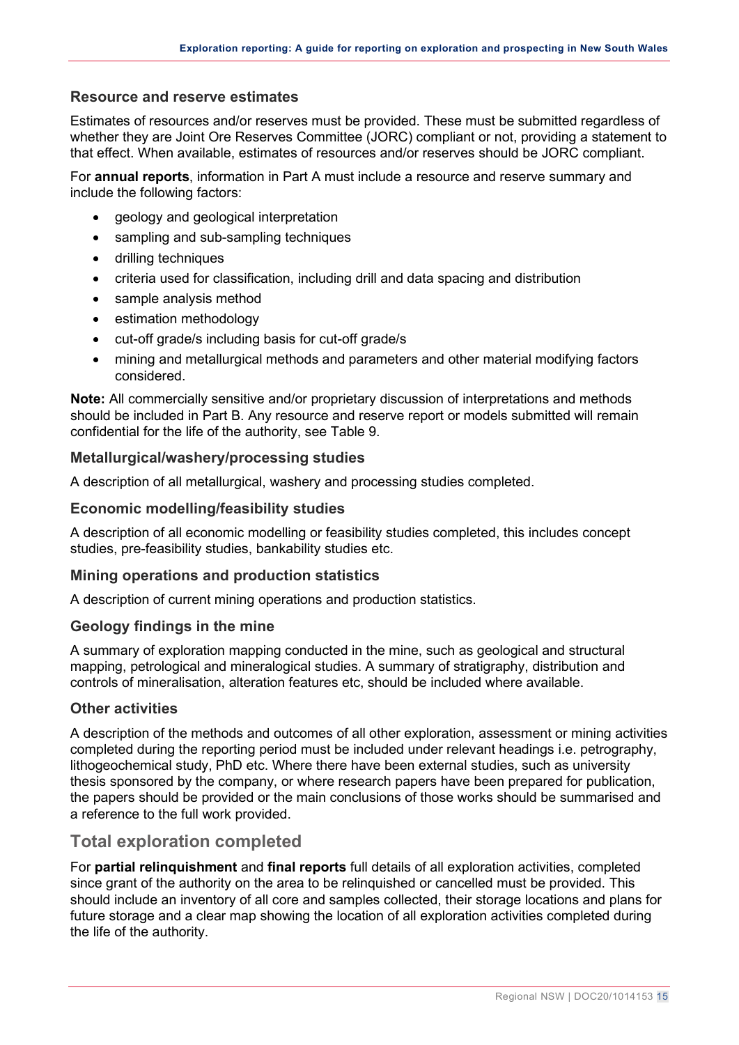### Resource and reserve estimates

Estimates of resources and/or reserves must be provided. These must be submitted regardless of whether they are Joint Ore Reserves Committee (JORC) compliant or not, providing a statement to that effect. When available, estimates of resources and/or reserves should be JORC compliant.

For **annual reports**, information in Part A must include a resource and reserve summary and include the following factors:

- geology and geological interpretation
- sampling and sub-sampling techniques
- drilling techniques
- criteria used for classification, including drill and data spacing and distribution
- sample analysis method
- estimation methodology
- cut-off grade/s including basis for cut-off grade/s
- mining and metallurgical methods and parameters and other material modifying factors considered.

**Note:** All commercially sensitive and/or proprietary discussion of interpretations and methods should be included in Part B. Any resource and reserve report or models submitted will remain confidential for the life of the authority, see Table 9.

### Metallurgical/washery/processing studies

A description of all metallurgical, washery and processing studies completed.

### Economic modelling/feasibility studies

A description of all economic modelling or feasibility studies completed, this includes concept studies, pre-feasibility studies, bankability studies etc.

### Mining operations and production statistics

A description of current mining operations and production statistics.

### Geology findings in the mine

A summary of exploration mapping conducted in the mine, such as geological and structural mapping, petrological and mineralogical studies. A summary of stratigraphy, distribution and controls of mineralisation, alteration features etc, should be included where available.

### Other activities

A description of the methods and outcomes of all other exploration, assessment or mining activities completed during the reporting period must be included under relevant headings i.e. petrography, lithogeochemical study, PhD etc. Where there have been external studies, such as university thesis sponsored by the company, or where research papers have been prepared for publication, the papers should be provided or the main conclusions of those works should be summarised and a reference to the full work provided.

## Total exploration completed

For **partial relinquishment** and **final reports** full details of all exploration activities, completed since grant of the authority on the area to be relinquished or cancelled must be provided. This should include an inventory of all core and samples collected, their storage locations and plans for future storage and a clear map showing the location of all exploration activities completed during the life of the authority.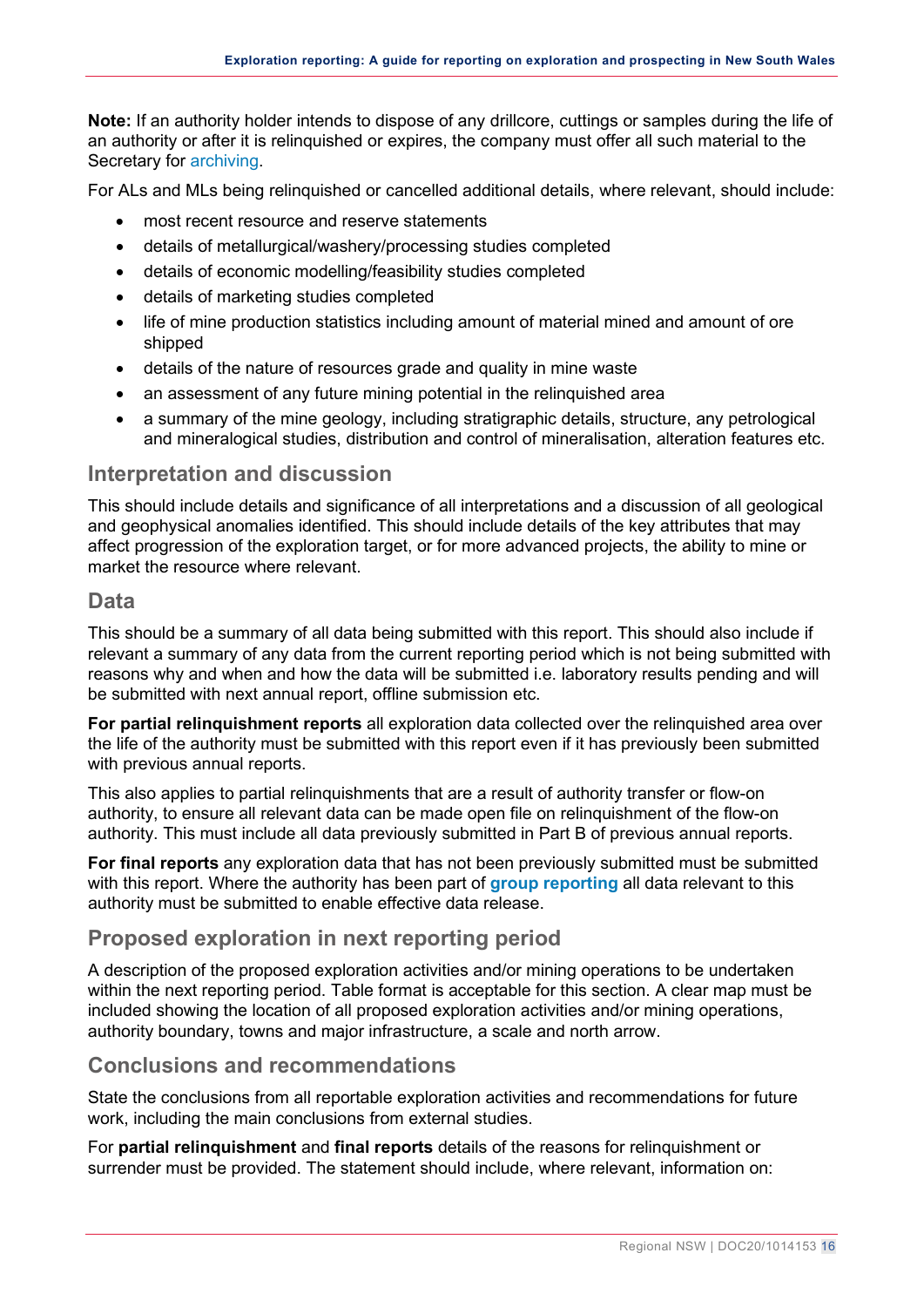**Note:** If an authority holder intends to dispose of any drillcore, cuttings or samples during the life of an authority or after it is relinquished or expires, the company must offer all such material to the Secretary for archiving.

For ALs and MLs being relinquished or cancelled additional details, where relevant, should include:

- most recent resource and reserve statements
- details of metallurgical/washery/processing studies completed
- details of economic modelling/feasibility studies completed
- details of marketing studies completed
- life of mine production statistics including amount of material mined and amount of ore shipped
- details of the nature of resources grade and quality in mine waste
- an assessment of any future mining potential in the relinquished area
- a summary of the mine geology, including stratigraphic details, structure, any petrological and mineralogical studies, distribution and control of mineralisation, alteration features etc.

## Interpretation and discussion

This should include details and significance of all interpretations and a discussion of all geological and geophysical anomalies identified. This should include details of the key attributes that may affect progression of the exploration target, or for more advanced projects, the ability to mine or market the resource where relevant.

## Data

This should be a summary of all data being submitted with this report. This should also include if relevant a summary of any data from the current reporting period which is not being submitted with reasons why and when and how the data will be submitted i.e. laboratory results pending and will be submitted with next annual report, offline submission etc.

**For partial relinquishment reports** all exploration data collected over the relinquished area over the life of the authority must be submitted with this report even if it has previously been submitted with previous annual reports.

This also applies to partial relinquishments that are a result of authority transfer or flow-on authority, to ensure all relevant data can be made open file on relinquishment of the flow-on authority. This must include all data previously submitted in Part B of previous annual reports.

**For final reports** any exploration data that has not been previously submitted must be submitted with this report. Where the authority has been part of **group reporting** all data relevant to this authority must be submitted to enable effective data release.

## Proposed exploration in next reporting period

A description of the proposed exploration activities and/or mining operations to be undertaken within the next reporting period. Table format is acceptable for this section. A clear map must be included showing the location of all proposed exploration activities and/or mining operations, authority boundary, towns and major infrastructure, a scale and north arrow.

## Conclusions and recommendations

State the conclusions from all reportable exploration activities and recommendations for future work, including the main conclusions from external studies.

For **partial relinquishment** and **final reports** details of the reasons for relinquishment or surrender must be provided. The statement should include, where relevant, information on: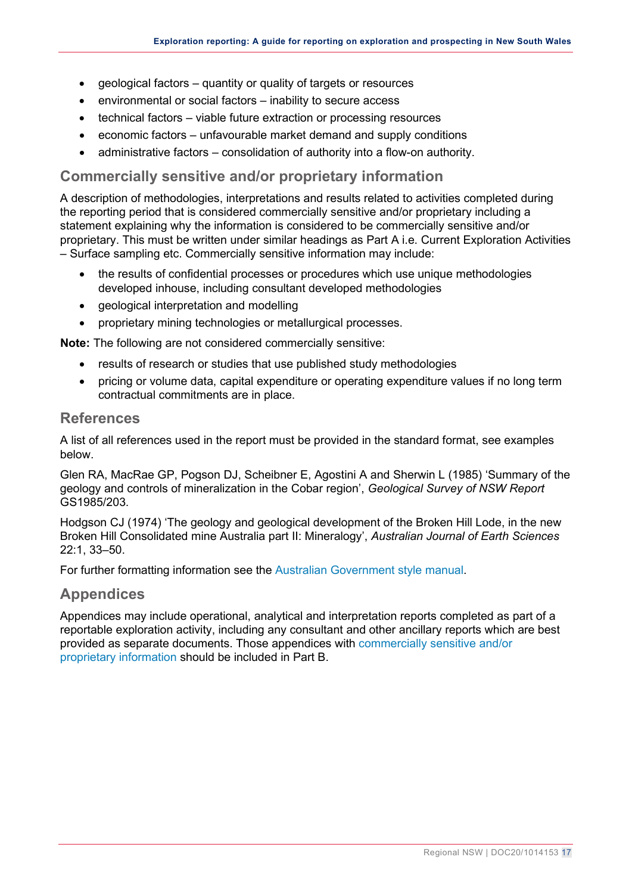- geological factors – quantity or quality of targets or resources
- environmental or social factors – inability to secure access
- technical factors – viable future extraction or processing resources
- economic factors – unfavourable market demand and supply conditions
- administrative factors – consolidation of authority into a flow-on authority.

## Commercially sensitive and/or proprietary information

A description of methodologies, interpretations and results related to activities completed during the reporting period that is considered commercially sensitive and/or proprietary including a statement explaining why the information is considered to be commercially sensitive and/or proprietary. This must be written under similar headings as Part A i.e. Current Exploration Activities – Surface sampling etc. Commercially sensitive information may include:

- the results of confidential processes or procedures which use unique methodologies developed inhouse, including consultant developed methodologies
- geological interpretation and modelling
- proprietary mining technologies or metallurgical processes.

**Note:** The following are not considered commercially sensitive:

- results of research or studies that use published study methodologies
- pricing or volume data, capital expenditure or operating expenditure values if no long term contractual commitments are in place.

## References

A list of all references used in the report must be provided in the standard format, see examples below.

Glen RA, MacRae GP, Pogson DJ, Scheibner E, Agostini A and Sherwin L (1985) 'Summary of the geology and controls of mineralization in the Cobar region', *Geological Survey of NSW Report* GS1985/203.

Hodgson CJ (1974) 'The geology and geological development of the Broken Hill Lode, in the new Broken Hill Consolidated mine Australia part II: Mineralogy', *Australian Journal of Earth Sciences* 22:1, 33–50.

For further formatting information see the Australian Government style manual.

## Appendices

Appendices may include operational, analytical and interpretation reports completed as part of a reportable exploration activity, including any consultant and other ancillary reports which are best provided as separate documents. Those appendices with commercially sensitive and/or proprietary information should be included in Part B.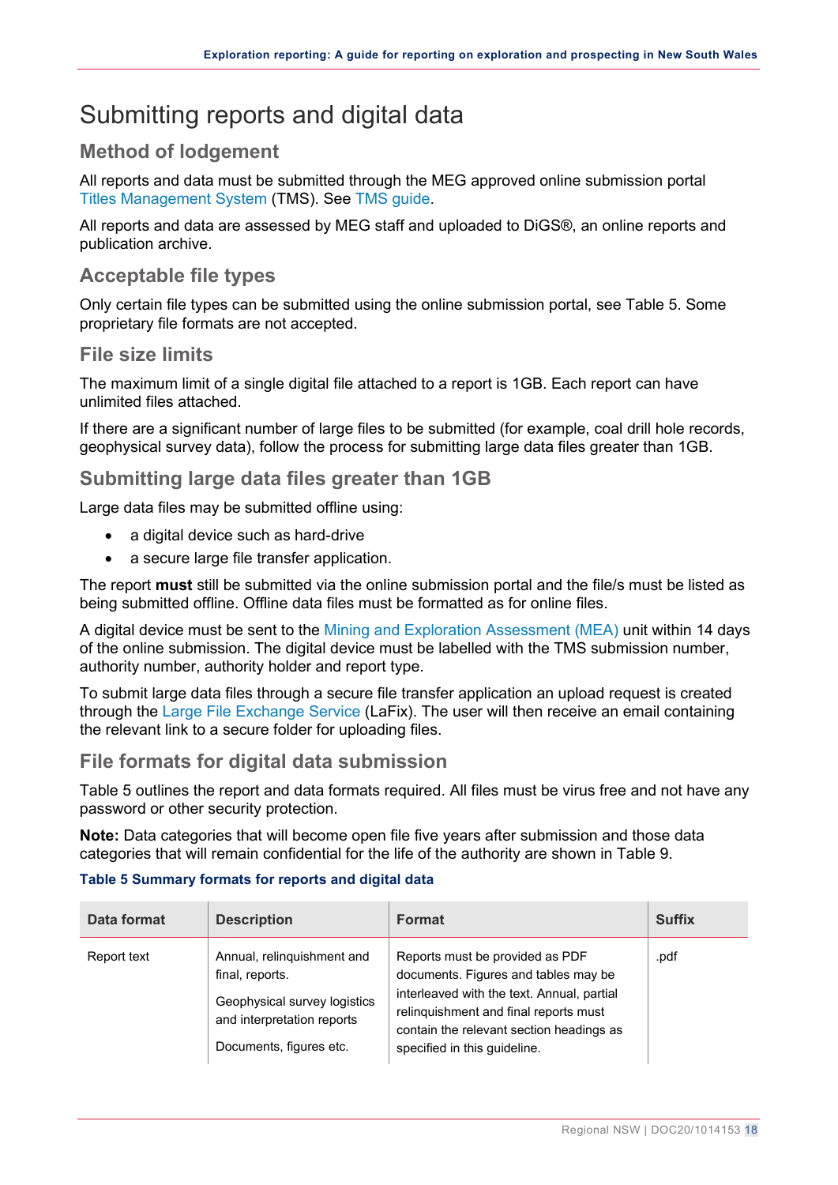# Submitting reports and digital data

## Method of lodgement

All reports and data must be submitted through the MEG approved online submission portal Titles Management System (TMS). See TMS guide.

All reports and data are assessed by MEG staff and uploaded to DiGS®, an online reports and publication archive.

## Acceptable file types

Only certain file types can be submitted using the online submission portal, see Table 5. Some proprietary file formats are not accepted.

## File size limits

The maximum limit of a single digital file attached to a report is 1GB. Each report can have unlimited files attached.

If there are a significant number of large files to be submitted (for example, coal drill hole records, geophysical survey data), follow the process for submitting large data files greater than 1GB.

## Submitting large data files greater than 1GB

Large data files may be submitted offline using:

- a digital device such as hard-drive
- a secure large file transfer application.

The report **must** still be submitted via the online submission portal and the file/s must be listed as being submitted offline. Offline data files must be formatted as for online files.

A digital device must be sent to the Mining and Exploration Assessment (MEA) unit within 14 days of the online submission. The digital device must be labelled with the TMS submission number, authority number, authority holder and report type.

To submit large data files through a secure file transfer application an upload request is created through the Large File Exchange Service (LaFix). The user will then receive an email containing the relevant link to a secure folder for uploading files.

## File formats for digital data submission

Table 5 outlines the report and data formats required. All files must be virus free and not have any password or other security protection.

**Note:** Data categories that will become open file five years after submission and those data categories that will remain confidential for the life of the authority are shown in Table 9.

**Table 5 Summary formats for reports and digital data**

| Data format | Description | Format | Suffix |
|---|---|---|---|
| Report text | Annual, relinquishment and final, reports.<br><br>Geophysical survey logistics and interpretation reports<br><br>Documents, figures etc. | Reports must be provided as PDF documents. Figures and tables may be interleaved with the text. Annual, partial relinquishment and final reports must contain the relevant section headings as specified in this guideline. | .pdf |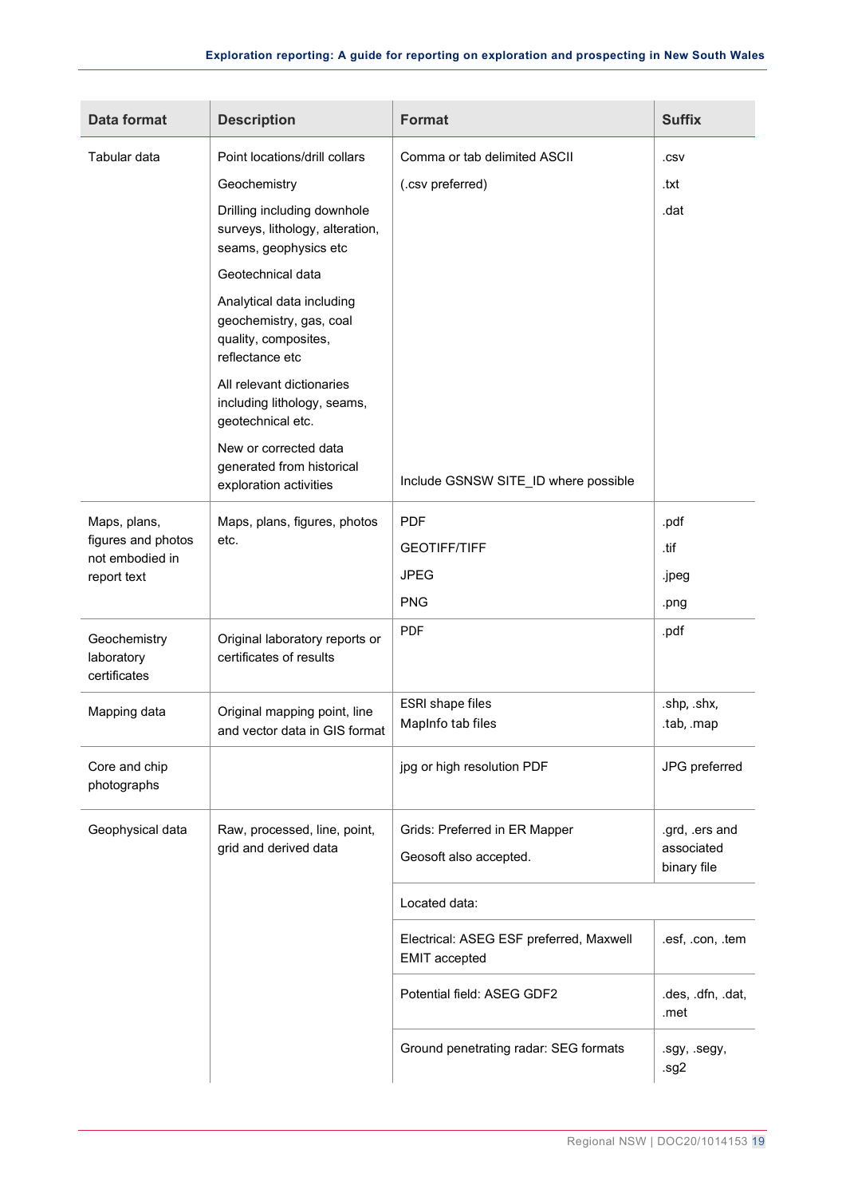| Data format | Description | Format | Suffix |
|---|---|---|---|
| Tabular data | Point locations/drill collars<br>Geochemistry<br>Drilling including downhole surveys, lithology, alteration, seams, geophysics etc<br>Geotechnical data<br>Analytical data including geochemistry, gas, coal quality, composites, reflectance etc<br>All relevant dictionaries including lithology, seams, geotechnical etc.<br>New or corrected data generated from historical exploration activities | Comma or tab delimited ASCII<br>(.csv preferred)<br>Include GSNSW SITE_ID where possible | .csv<br>.txt<br>.dat |
| Maps, plans, figures and photos not embodied in report text | Maps, plans, figures, photos etc. | PDF<br>GEOTIFF/TIFF<br>JPEG<br>PNG | .pdf<br>.tif<br>.jpeg<br>.png |
| Geochemistry laboratory certificates | Original laboratory reports or certificates of results | PDF | .pdf |
| Mapping data | Original mapping point, line and vector data in GIS format | ESRI shape files<br>MapInfo tab files | .shp, .shx,<br>.tab, .map |
| Core and chip photographs | | jpg or high resolution PDF | JPG preferred |
| Geophysical data | Raw, processed, line, point, grid and derived data | Grids: Preferred in ER Mapper<br>Geosoft also accepted. | .grd, .ers and associated binary file |
| | | Located data: | |
| | | Electrical: ASEG ESF preferred, Maxwell EMIT accepted | .esf, .con, .tem |
| | | Potential field: ASEG GDF2 | .des, .dfn, .dat, .met |
| | | Ground penetrating radar: SEG formats | .sgy, .segy, .sg2 |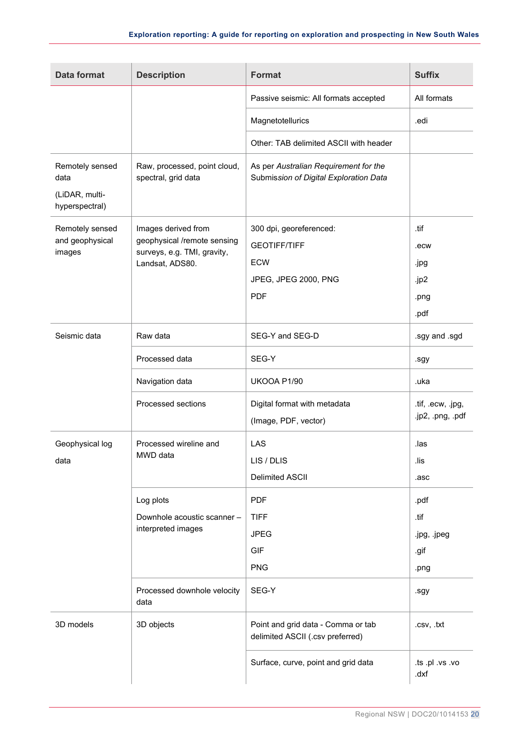| Data format | Description | Format | Suffix |
|---|---|---|---|
| | | Passive seismic: All formats accepted | All formats |
| | | Magnetotellurics | .edi |
| | | Other: TAB delimited ASCII with header | |
| Remotely sensed data (LiDAR, multi-hyperspectral) | Raw, processed, point cloud, spectral, grid data | As per *Australian Requirement for the Submission of Digital Exploration Data* | |
| Remotely sensed and geophysical images | Images derived from geophysical /remote sensing surveys, e.g. TMI, gravity, Landsat, ADS80. | 300 dpi, georeferenced:<br>GEOTIFF/TIFF<br>ECW<br>JPEG, JPEG 2000, PNG<br>PDF | .tif<br>.ecw<br>.jpg<br>.jp2<br>.png<br>.pdf |
| Seismic data | Raw data | SEG-Y and SEG-D | .sgy and .sgd |
| | Processed data | SEG-Y | .sgy |
| | Navigation data | UKOOA P1/90 | .uka |
| | Processed sections | Digital format with metadata<br>(Image, PDF, vector) | .tif, .ecw, .jpg, .jp2, .png, .pdf |
| Geophysical log data | Processed wireline and MWD data | LAS<br>LIS / DLIS<br>Delimited ASCII | .las<br>.lis<br>.asc |
| | Log plots<br>Downhole acoustic scanner – interpreted images | PDF<br>TIFF<br>JPEG<br>GIF<br>PNG | .pdf<br>.tif<br>.jpg, .jpeg<br>.gif<br>.png |
| | Processed downhole velocity data | SEG-Y | .sgy |
| 3D models | 3D objects | Point and grid data - Comma or tab delimited ASCII (.csv preferred) | .csv, .txt |
| | | Surface, curve, point and grid data | .ts .pl .vs .vo .dxf |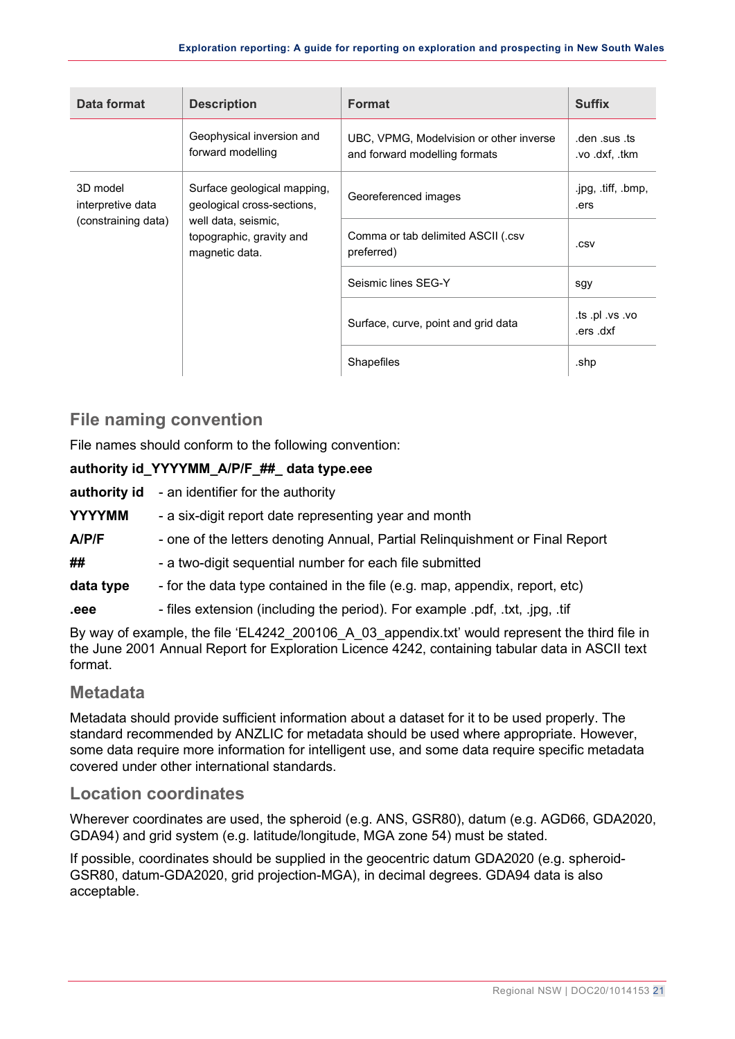| Data format | Description | Format | Suffix |
| --- | --- | --- | --- |
| | Geophysical inversion and forward modelling | UBC, VPMG, Modelvision or other inverse and forward modelling formats | .den .sus .ts .vo .dxf, .tkm |
| 3D model interpretive data (constraining data) | Surface geological mapping, geological cross-sections, well data, seismic, topographic, gravity and magnetic data. | Georeferenced images | .jpg, .tiff, .bmp, .ers |
| | | Comma or tab delimited ASCII (.csv preferred) | .csv |
| | | Seismic lines SEG-Y | sgy |
| | | Surface, curve, point and grid data | .ts .pl .vs .vo .ers .dxf |
| | | Shapefiles | .shp |

## File naming convention

File names should conform to the following convention:

**authority id_YYYYMM_A/P/F_##_ data type.eee**

**authority id** - an identifier for the authority

**YYYYMM** - a six-digit report date representing year and month

**A/P/F** - one of the letters denoting Annual, Partial Relinquishment or Final Report

**##** - a two-digit sequential number for each file submitted

**data type** - for the data type contained in the file (e.g. map, appendix, report, etc)

**.eee** - files extension (including the period). For example .pdf, .txt, .jpg, .tif

By way of example, the file 'EL4242_200106_A_03_appendix.txt' would represent the third file in the June 2001 Annual Report for Exploration Licence 4242, containing tabular data in ASCII text format.

## Metadata

Metadata should provide sufficient information about a dataset for it to be used properly. The standard recommended by ANZLIC for metadata should be used where appropriate. However, some data require more information for intelligent use, and some data require specific metadata covered under other international standards.

## Location coordinates

Wherever coordinates are used, the spheroid (e.g. ANS, GSR80), datum (e.g. AGD66, GDA2020, GDA94) and grid system (e.g. latitude/longitude, MGA zone 54) must be stated.

If possible, coordinates should be supplied in the geocentric datum GDA2020 (e.g. spheroid-GSR80, datum-GDA2020, grid projection-MGA), in decimal degrees. GDA94 data is also acceptable.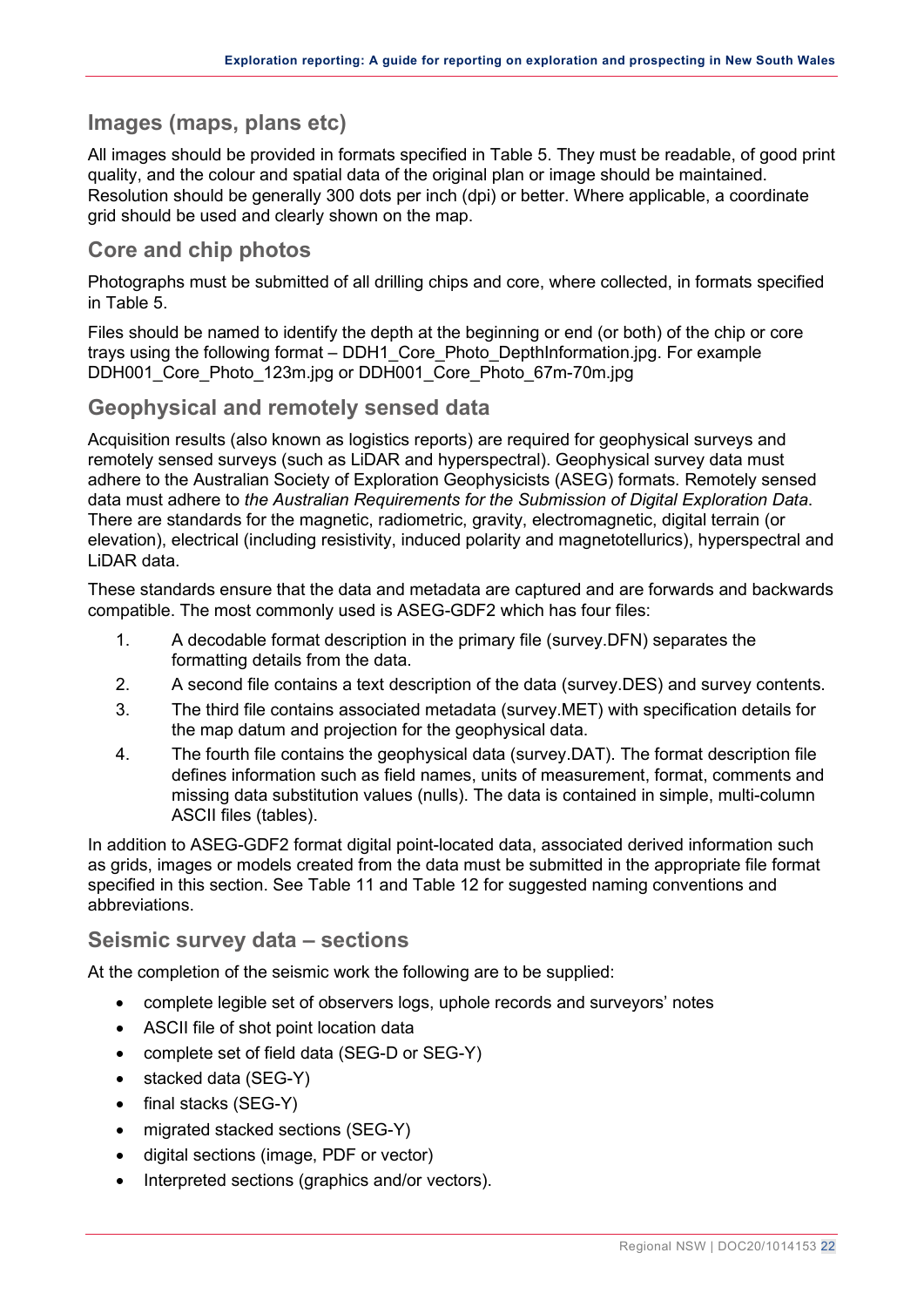## Images (maps, plans etc)

All images should be provided in formats specified in Table 5. They must be readable, of good print quality, and the colour and spatial data of the original plan or image should be maintained. Resolution should be generally 300 dots per inch (dpi) or better. Where applicable, a coordinate grid should be used and clearly shown on the map.

## Core and chip photos

Photographs must be submitted of all drilling chips and core, where collected, in formats specified in Table 5.

Files should be named to identify the depth at the beginning or end (or both) of the chip or core trays using the following format – DDH1_Core_Photo_DepthInformation.jpg. For example DDH001_Core_Photo_123m.jpg or DDH001_Core_Photo_67m-70m.jpg

## Geophysical and remotely sensed data

Acquisition results (also known as logistics reports) are required for geophysical surveys and remotely sensed surveys (such as LiDAR and hyperspectral). Geophysical survey data must adhere to the Australian Society of Exploration Geophysicists (ASEG) formats. Remotely sensed data must adhere to *the Australian Requirements for the Submission of Digital Exploration Data*. There are standards for the magnetic, radiometric, gravity, electromagnetic, digital terrain (or elevation), electrical (including resistivity, induced polarity and magnetotellurics), hyperspectral and LiDAR data.

These standards ensure that the data and metadata are captured and are forwards and backwards compatible. The most commonly used is ASEG-GDF2 which has four files:

1. A decodable format description in the primary file (survey.DFN) separates the formatting details from the data.
2. A second file contains a text description of the data (survey.DES) and survey contents.
3. The third file contains associated metadata (survey.MET) with specification details for the map datum and projection for the geophysical data.
4. The fourth file contains the geophysical data (survey.DAT). The format description file defines information such as field names, units of measurement, format, comments and missing data substitution values (nulls). The data is contained in simple, multi-column ASCII files (tables).

In addition to ASEG-GDF2 format digital point-located data, associated derived information such as grids, images or models created from the data must be submitted in the appropriate file format specified in this section. See Table 11 and Table 12 for suggested naming conventions and abbreviations.

## Seismic survey data – sections

At the completion of the seismic work the following are to be supplied:

- complete legible set of observers logs, uphole records and surveyors' notes
- ASCII file of shot point location data
- complete set of field data (SEG-D or SEG-Y)
- stacked data (SEG-Y)
- final stacks (SEG-Y)
- migrated stacked sections (SEG-Y)
- digital sections (image, PDF or vector)
- Interpreted sections (graphics and/or vectors).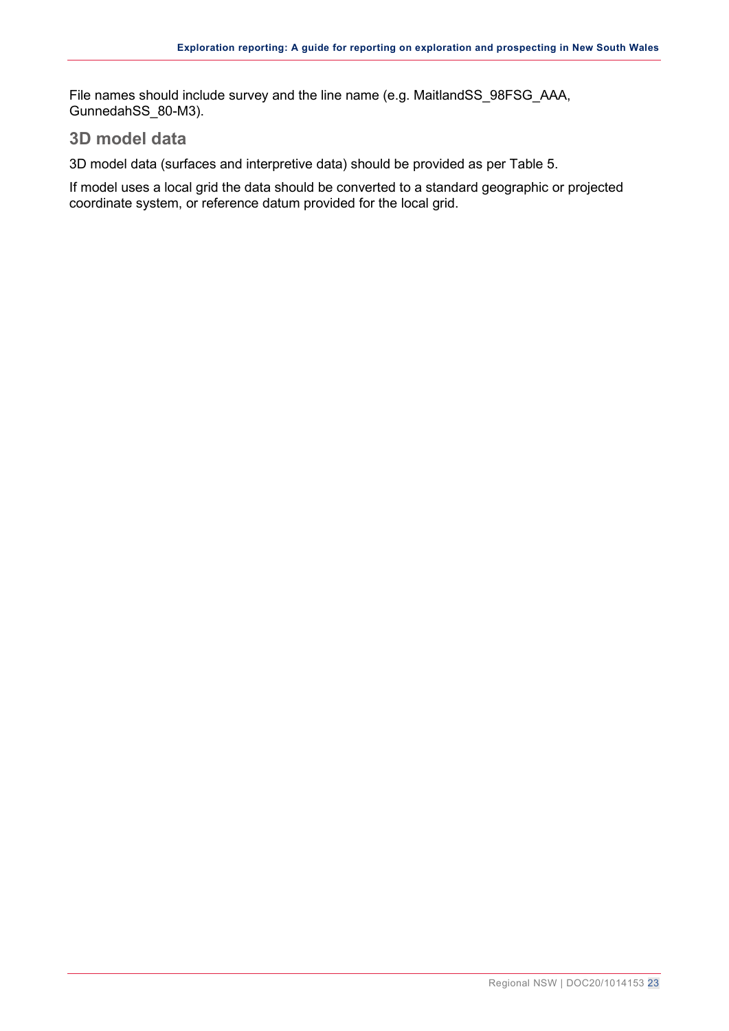File names should include survey and the line name (e.g. MaitlandSS_98FSG_AAA, GunnedahSS_80-M3).

### 3D model data

3D model data (surfaces and interpretive data) should be provided as per Table 5.

If model uses a local grid the data should be converted to a standard geographic or projected coordinate system, or reference datum provided for the local grid.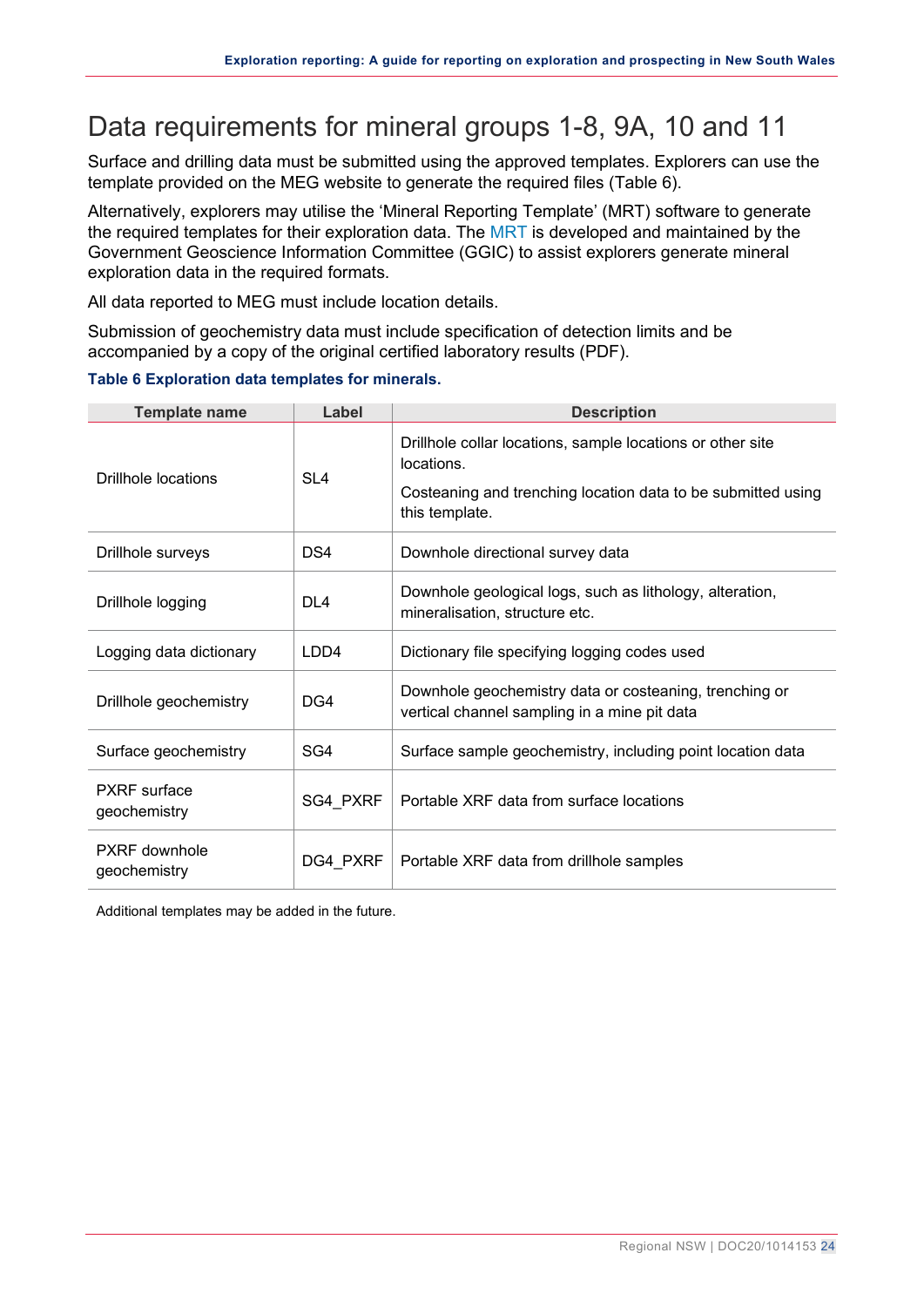# Data requirements for mineral groups 1-8, 9A, 10 and 11

Surface and drilling data must be submitted using the approved templates. Explorers can use the template provided on the MEG website to generate the required files (Table 6).

Alternatively, explorers may utilise the 'Mineral Reporting Template' (MRT) software to generate the required templates for their exploration data. The MRT is developed and maintained by the Government Geoscience Information Committee (GGIC) to assist explorers generate mineral exploration data in the required formats.

All data reported to MEG must include location details.

Submission of geochemistry data must include specification of detection limits and be accompanied by a copy of the original certified laboratory results (PDF).

**Table 6 Exploration data templates for minerals.**

| Template name | Label | Description |
|---|---|---|
| Drillhole locations | SL4 | Drillhole collar locations, sample locations or other site locations. Costeaning and trenching location data to be submitted using this template. |
| Drillhole surveys | DS4 | Downhole directional survey data |
| Drillhole logging | DL4 | Downhole geological logs, such as lithology, alteration, mineralisation, structure etc. |
| Logging data dictionary | LDD4 | Dictionary file specifying logging codes used |
| Drillhole geochemistry | DG4 | Downhole geochemistry data or costeaning, trenching or vertical channel sampling in a mine pit data |
| Surface geochemistry | SG4 | Surface sample geochemistry, including point location data |
| PXRF surface geochemistry | SG4_PXRF | Portable XRF data from surface locations |
| PXRF downhole geochemistry | DG4_PXRF | Portable XRF data from drillhole samples |

Additional templates may be added in the future.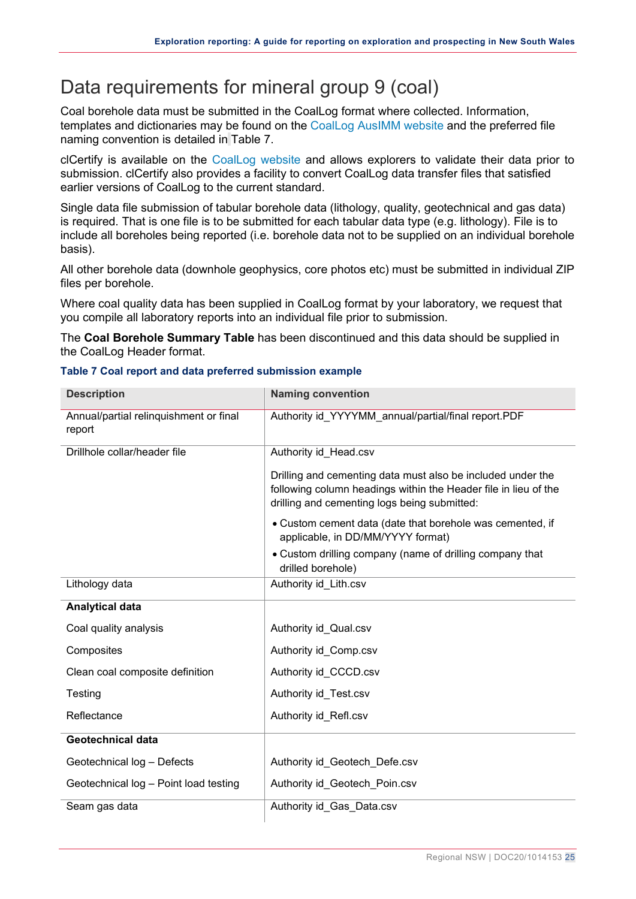# Data requirements for mineral group 9 (coal)

Coal borehole data must be submitted in the CoalLog format where collected. Information, templates and dictionaries may be found on the CoalLog AusIMM website and the preferred file naming convention is detailed in Table 7.

clCertify is available on the CoalLog website and allows explorers to validate their data prior to submission. clCertify also provides a facility to convert CoalLog data transfer files that satisfied earlier versions of CoalLog to the current standard.

Single data file submission of tabular borehole data (lithology, quality, geotechnical and gas data) is required. That is one file is to be submitted for each tabular data type (e.g. lithology). File is to include all boreholes being reported (i.e. borehole data not to be supplied on an individual borehole basis).

All other borehole data (downhole geophysics, core photos etc) must be submitted in individual ZIP files per borehole.

Where coal quality data has been supplied in CoalLog format by your laboratory, we request that you compile all laboratory reports into an individual file prior to submission.

The **Coal Borehole Summary Table** has been discontinued and this data should be supplied in the CoalLog Header format.

**Table 7 Coal report and data preferred submission example**

| Description | Naming convention |
|---|---|
| Annual/partial relinquishment or final report | Authority id_YYYYMM_annual/partial/final report.PDF |
| Drillhole collar/header file | Authority id_Head.csv<br><br>Drilling and cementing data must also be included under the following column headings within the Header file in lieu of the drilling and cementing logs being submitted:<br><br>• Custom cement data (date that borehole was cemented, if applicable, in DD/MM/YYYY format)<br>• Custom drilling company (name of drilling company that drilled borehole) |
| Lithology data | Authority id_Lith.csv |
| **Analytical data** | |
| Coal quality analysis | Authority id_Qual.csv |
| Composites | Authority id_Comp.csv |
| Clean coal composite definition | Authority id_CCCD.csv |
| Testing | Authority id_Test.csv |
| Reflectance | Authority id_Refl.csv |
| **Geotechnical data** | |
| Geotechnical log – Defects | Authority id_Geotech_Defe.csv |
| Geotechnical log – Point load testing | Authority id_Geotech_Poin.csv |
| Seam gas data | Authority id_Gas_Data.csv |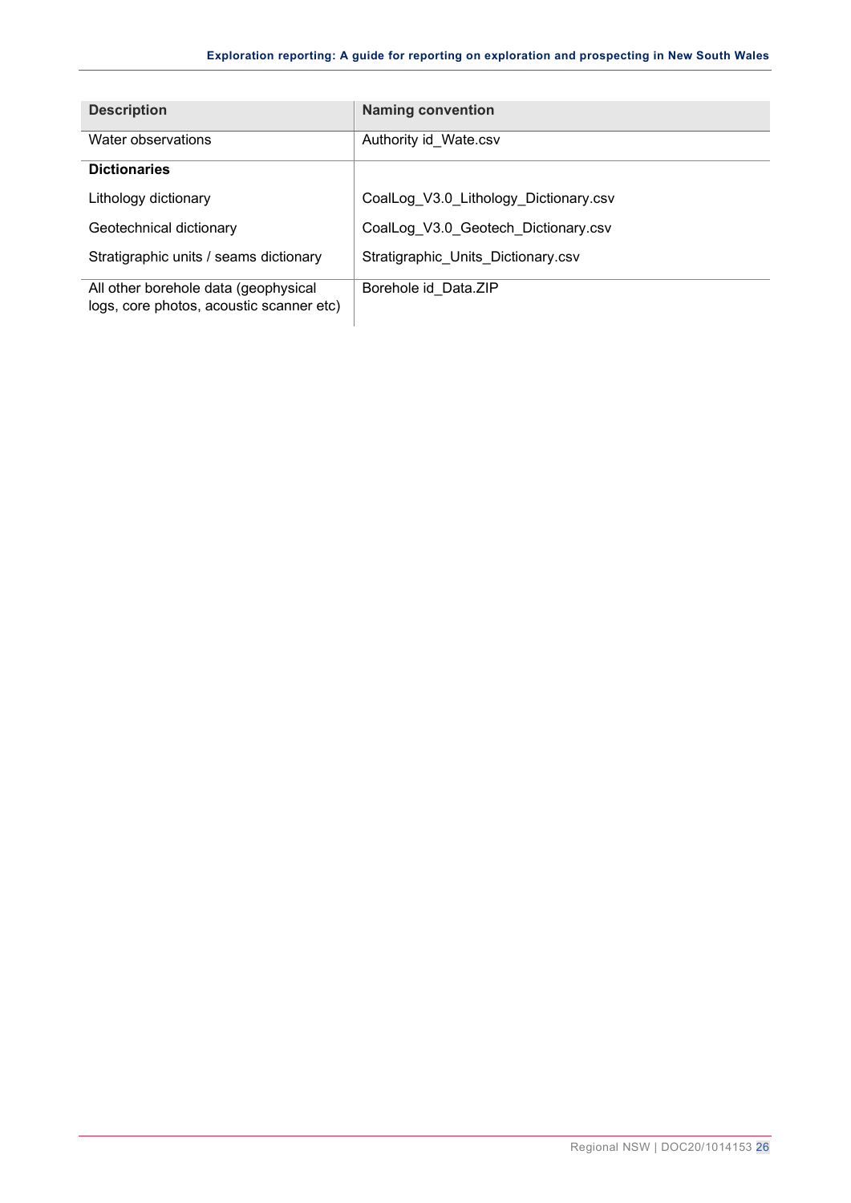| Description | Naming convention |
| --- | --- |
| Water observations | Authority id_Wate.csv |
| **Dictionaries** | |
| Lithology dictionary | CoalLog_V3.0_Lithology_Dictionary.csv |
| Geotechnical dictionary | CoalLog_V3.0_Geotech_Dictionary.csv |
| Stratigraphic units / seams dictionary | Stratigraphic_Units_Dictionary.csv |
| All other borehole data (geophysical logs, core photos, acoustic scanner etc) | Borehole id_Data.ZIP |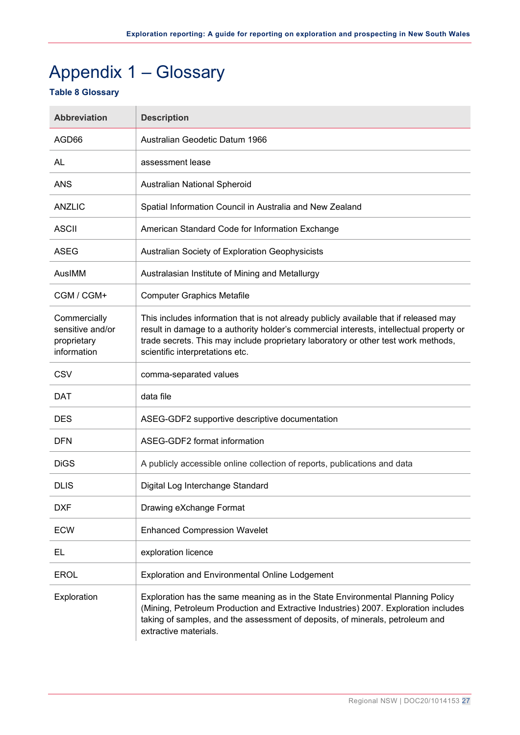# Appendix 1 – Glossary

**Table 8 Glossary**

| Abbreviation | Description |
|---|---|
| AGD66 | Australian Geodetic Datum 1966 |
| AL | assessment lease |
| ANS | Australian National Spheroid |
| ANZLIC | Spatial Information Council in Australia and New Zealand |
| ASCII | American Standard Code for Information Exchange |
| ASEG | Australian Society of Exploration Geophysicists |
| AusIMM | Australasian Institute of Mining and Metallurgy |
| CGM / CGM+ | Computer Graphics Metafile |
| Commercially sensitive and/or proprietary information | This includes information that is not already publicly available that if released may result in damage to a authority holder's commercial interests, intellectual property or trade secrets. This may include proprietary laboratory or other test work methods, scientific interpretations etc. |
| CSV | comma-separated values |
| DAT | data file |
| DES | ASEG-GDF2 supportive descriptive documentation |
| DFN | ASEG-GDF2 format information |
| DiGS | A publicly accessible online collection of reports, publications and data |
| DLIS | Digital Log Interchange Standard |
| DXF | Drawing eXchange Format |
| ECW | Enhanced Compression Wavelet |
| EL | exploration licence |
| EROL | Exploration and Environmental Online Lodgement |
| Exploration | Exploration has the same meaning as in the State Environmental Planning Policy (Mining, Petroleum Production and Extractive Industries) 2007. Exploration includes taking of samples, and the assessment of deposits, of minerals, petroleum and extractive materials. |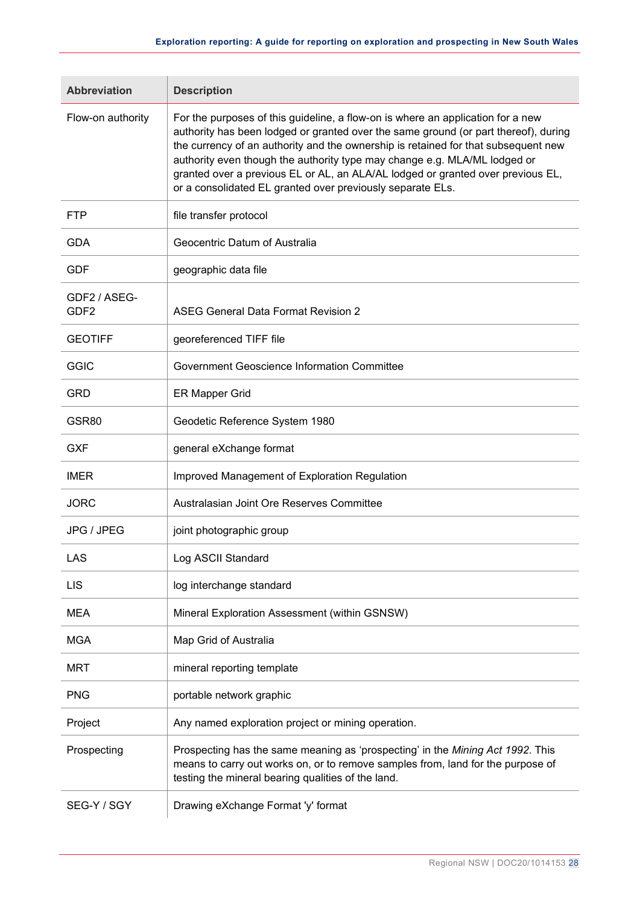| Abbreviation | Description |
| --- | --- |
| Flow-on authority | For the purposes of this guideline, a flow-on is where an application for a new authority has been lodged or granted over the same ground (or part thereof), during the currency of an authority and the ownership is retained for that subsequent new authority even though the authority type may change e.g. MLA/ML lodged or granted over a previous EL or AL, an ALA/AL lodged or granted over previous EL, or a consolidated EL granted over previously separate ELs. |
| FTP | file transfer protocol |
| GDA | Geocentric Datum of Australia |
| GDF | geographic data file |
| GDF2 / ASEG-GDF2 | ASEG General Data Format Revision 2 |
| GEOTIFF | georeferenced TIFF file |
| GGIC | Government Geoscience Information Committee |
| GRD | ER Mapper Grid |
| GSR80 | Geodetic Reference System 1980 |
| GXF | general eXchange format |
| IMER | Improved Management of Exploration Regulation |
| JORC | Australasian Joint Ore Reserves Committee |
| JPG / JPEG | joint photographic group |
| LAS | Log ASCII Standard |
| LIS | log interchange standard |
| MEA | Mineral Exploration Assessment (within GSNSW) |
| MGA | Map Grid of Australia |
| MRT | mineral reporting template |
| PNG | portable network graphic |
| Project | Any named exploration project or mining operation. |
| Prospecting | Prospecting has the same meaning as 'prospecting' in the *Mining Act 1992*. This means to carry out works on, or to remove samples from, land for the purpose of testing the mineral bearing qualities of the land. |
| SEG-Y / SGY | Drawing eXchange Format 'y' format |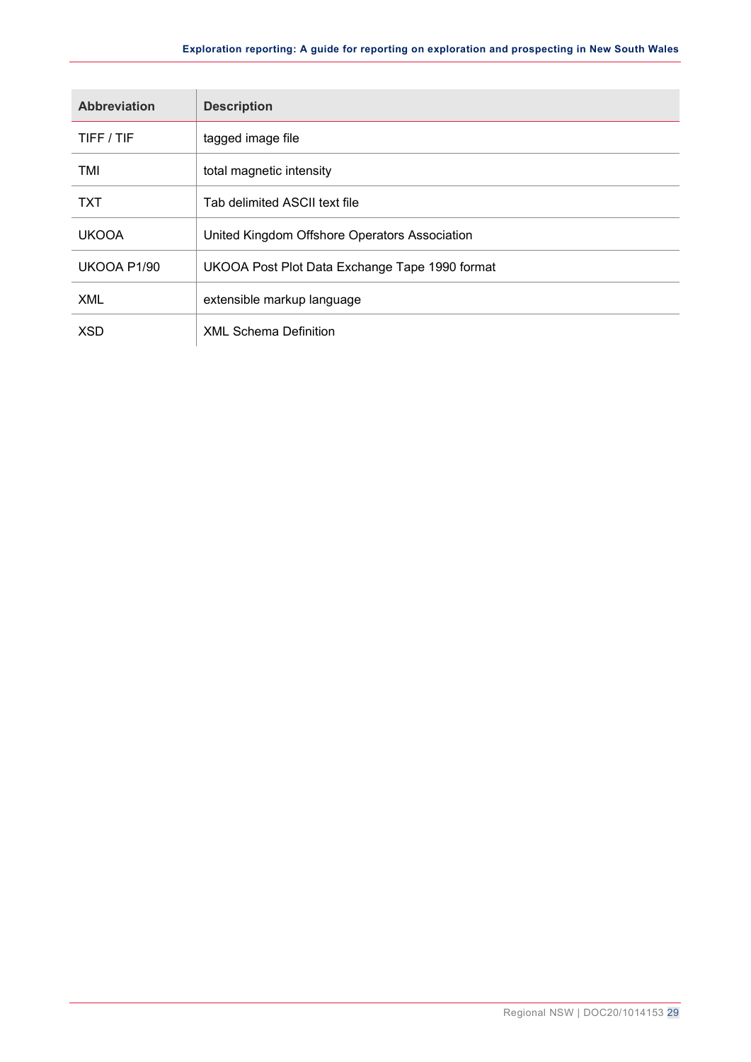| Abbreviation | Description |
| --- | --- |
| TIFF / TIF | tagged image file |
| TMI | total magnetic intensity |
| TXT | Tab delimited ASCII text file |
| UKOOA | United Kingdom Offshore Operators Association |
| UKOOA P1/90 | UKOOA Post Plot Data Exchange Tape 1990 format |
| XML | extensible markup language |
| XSD | XML Schema Definition |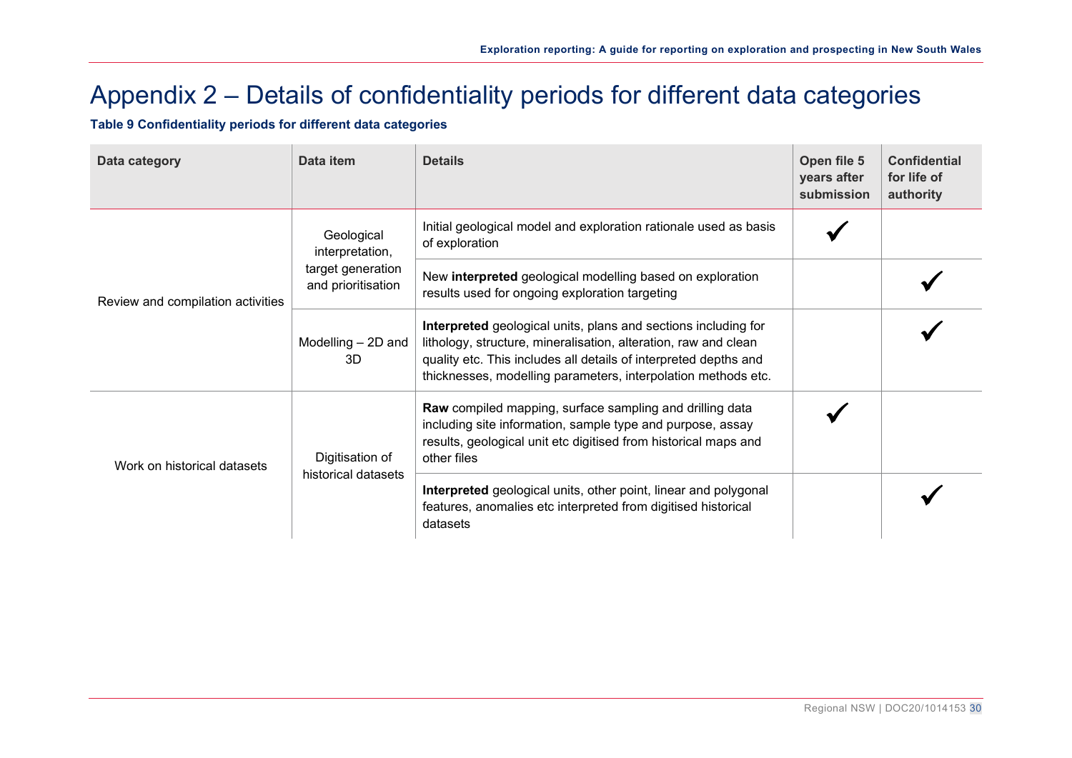# Appendix 2 – Details of confidentiality periods for different data categories

**Table 9 Confidentiality periods for different data categories**

| Data category | Data item | Details | Open file 5 years after submission | Confidential for life of authority |
|---|---|---|---|---|
| Review and compilation activities | Geological interpretation, target generation and prioritisation | Initial geological model and exploration rationale used as basis of exploration | ✓ | |
| | | New **interpreted** geological modelling based on exploration results used for ongoing exploration targeting | | ✓ |
| | Modelling – 2D and 3D | **Interpreted** geological units, plans and sections including for lithology, structure, mineralisation, alteration, raw and clean quality etc. This includes all details of interpreted depths and thicknesses, modelling parameters, interpolation methods etc. | | ✓ |
| Work on historical datasets | Digitisation of historical datasets | **Raw** compiled mapping, surface sampling and drilling data including site information, sample type and purpose, assay results, geological unit etc digitised from historical maps and other files | ✓ | |
| | | **Interpreted** geological units, other point, linear and polygonal features, anomalies etc interpreted from digitised historical datasets | | ✓ |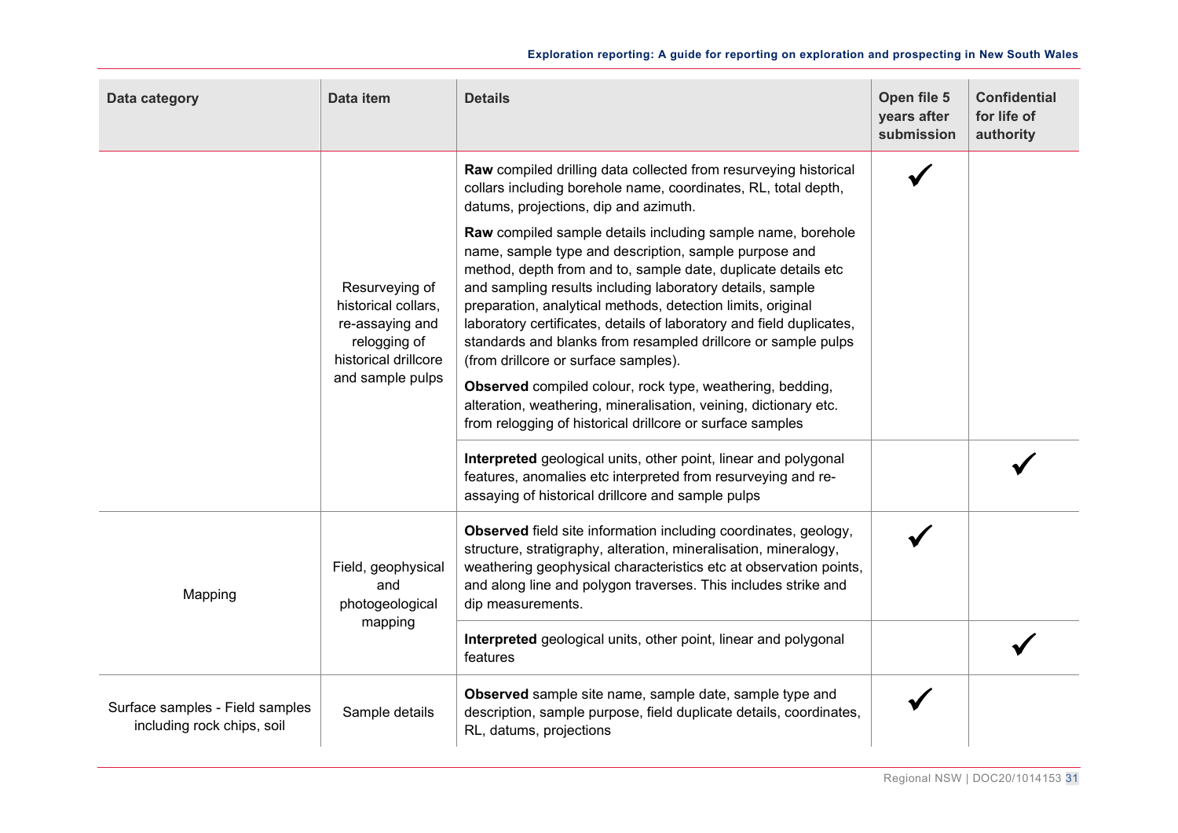| Data category | Data item | Details | Open file 5 years after submission | Confidential for life of authority |
|---|---|---|---|---|
| | Resurveying of historical collars, re-assaying and relogging of historical drillcore and sample pulps | **Raw** compiled drilling data collected from resurveying historical collars including borehole name, coordinates, RL, total depth, datums, projections, dip and azimuth.<br><br>**Raw** compiled sample details including sample name, borehole name, sample type and description, sample purpose and method, depth from and to, sample date, duplicate details etc and sampling results including laboratory details, sample preparation, analytical methods, detection limits, original laboratory certificates, details of laboratory and field duplicates, standards and blanks from resampled drillcore or sample pulps (from drillcore or surface samples).<br><br>**Observed** compiled colour, rock type, weathering, bedding, alteration, weathering, mineralisation, veining, dictionary etc. from relogging of historical drillcore or surface samples | ✓ | |
| | | **Interpreted** geological units, other point, linear and polygonal features, anomalies etc interpreted from resurveying and re-assaying of historical drillcore and sample pulps | | ✓ |
| Mapping | Field, geophysical and photogeological mapping | **Observed** field site information including coordinates, geology, structure, stratigraphy, alteration, mineralisation, mineralogy, weathering geophysical characteristics etc at observation points, and along line and polygon traverses. This includes strike and dip measurements. | ✓ | |
| | | **Interpreted** geological units, other point, linear and polygonal features | | ✓ |
| Surface samples - Field samples including rock chips, soil | Sample details | **Observed** sample site name, sample date, sample type and description, sample purpose, field duplicate details, coordinates, RL, datums, projections | ✓ | |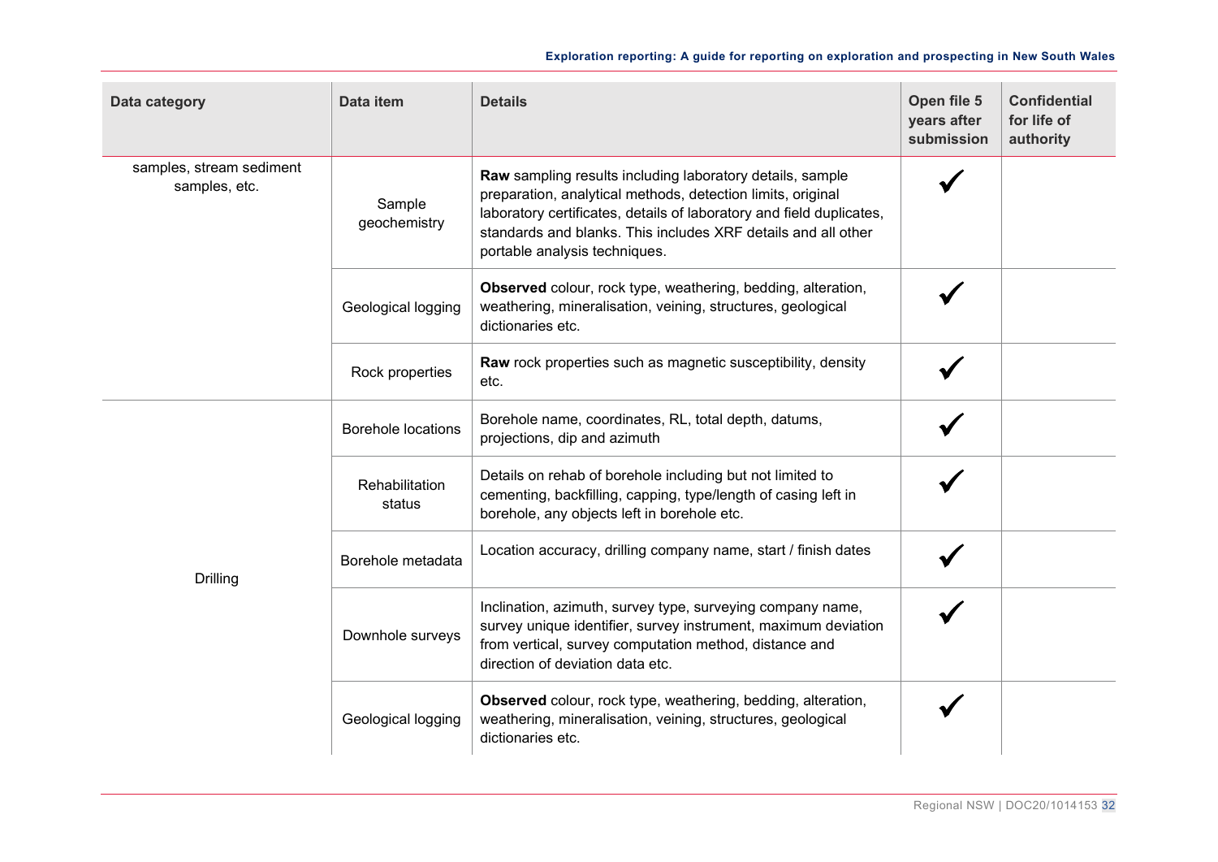| Data category | Data item | Details | Open file 5 years after submission | Confidential for life of authority |
|---|---|---|---|---|
| samples, stream sediment samples, etc. | Sample geochemistry | **Raw** sampling results including laboratory details, sample preparation, analytical methods, detection limits, original laboratory certificates, details of laboratory and field duplicates, standards and blanks. This includes XRF details and all other portable analysis techniques. | ✓ | |
| | Geological logging | **Observed** colour, rock type, weathering, bedding, alteration, weathering, mineralisation, veining, structures, geological dictionaries etc. | ✓ | |
| | Rock properties | **Raw** rock properties such as magnetic susceptibility, density etc. | ✓ | |
| Drilling | Borehole locations | Borehole name, coordinates, RL, total depth, datums, projections, dip and azimuth | ✓ | |
| | Rehabilitation status | Details on rehab of borehole including but not limited to cementing, backfilling, capping, type/length of casing left in borehole, any objects left in borehole etc. | ✓ | |
| | Borehole metadata | Location accuracy, drilling company name, start / finish dates | ✓ | |
| | Downhole surveys | Inclination, azimuth, survey type, surveying company name, survey unique identifier, survey instrument, maximum deviation from vertical, survey computation method, distance and direction of deviation data etc. | ✓ | |
| | Geological logging | **Observed** colour, rock type, weathering, bedding, alteration, weathering, mineralisation, veining, structures, geological dictionaries etc. | ✓ | |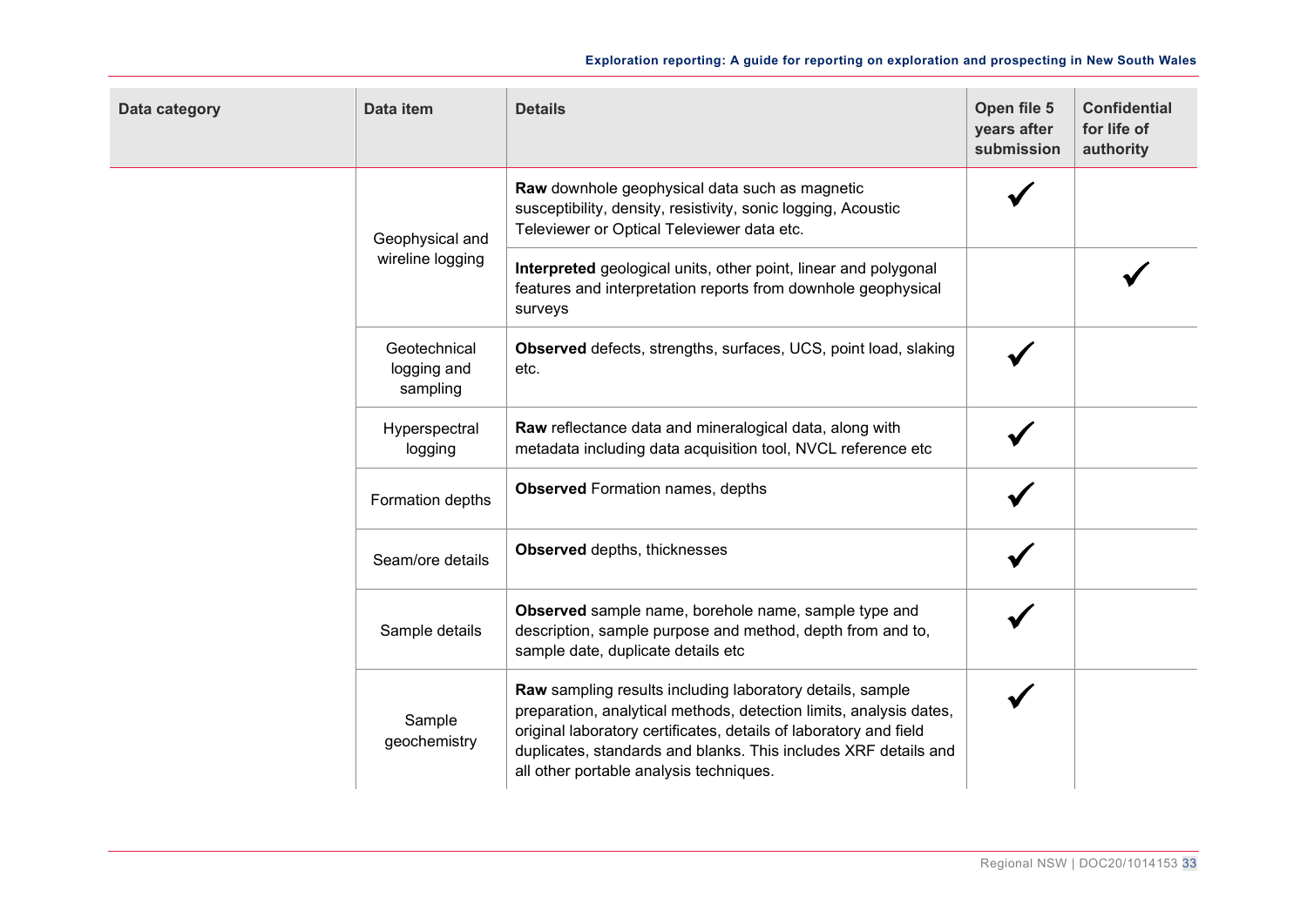| Data category | Data item | Details | Open file 5 years after submission | Confidential for life of authority |
|---|---|---|---|---|
| | Geophysical and wireline logging | **Raw** downhole geophysical data such as magnetic susceptibility, density, resistivity, sonic logging, Acoustic Televiewer or Optical Televiewer data etc. | ✓ | |
| | | **Interpreted** geological units, other point, linear and polygonal features and interpretation reports from downhole geophysical surveys | | ✓ |
| | Geotechnical logging and sampling | **Observed** defects, strengths, surfaces, UCS, point load, slaking etc. | ✓ | |
| | Hyperspectral logging | **Raw** reflectance data and mineralogical data, along with metadata including data acquisition tool, NVCL reference etc | ✓ | |
| | Formation depths | **Observed** Formation names, depths | ✓ | |
| | Seam/ore details | **Observed** depths, thicknesses | ✓ | |
| | Sample details | **Observed** sample name, borehole name, sample type and description, sample purpose and method, depth from and to, sample date, duplicate details etc | ✓ | |
| | Sample geochemistry | **Raw** sampling results including laboratory details, sample preparation, analytical methods, detection limits, analysis dates, original laboratory certificates, details of laboratory and field duplicates, standards and blanks. This includes XRF details and all other portable analysis techniques. | ✓ | |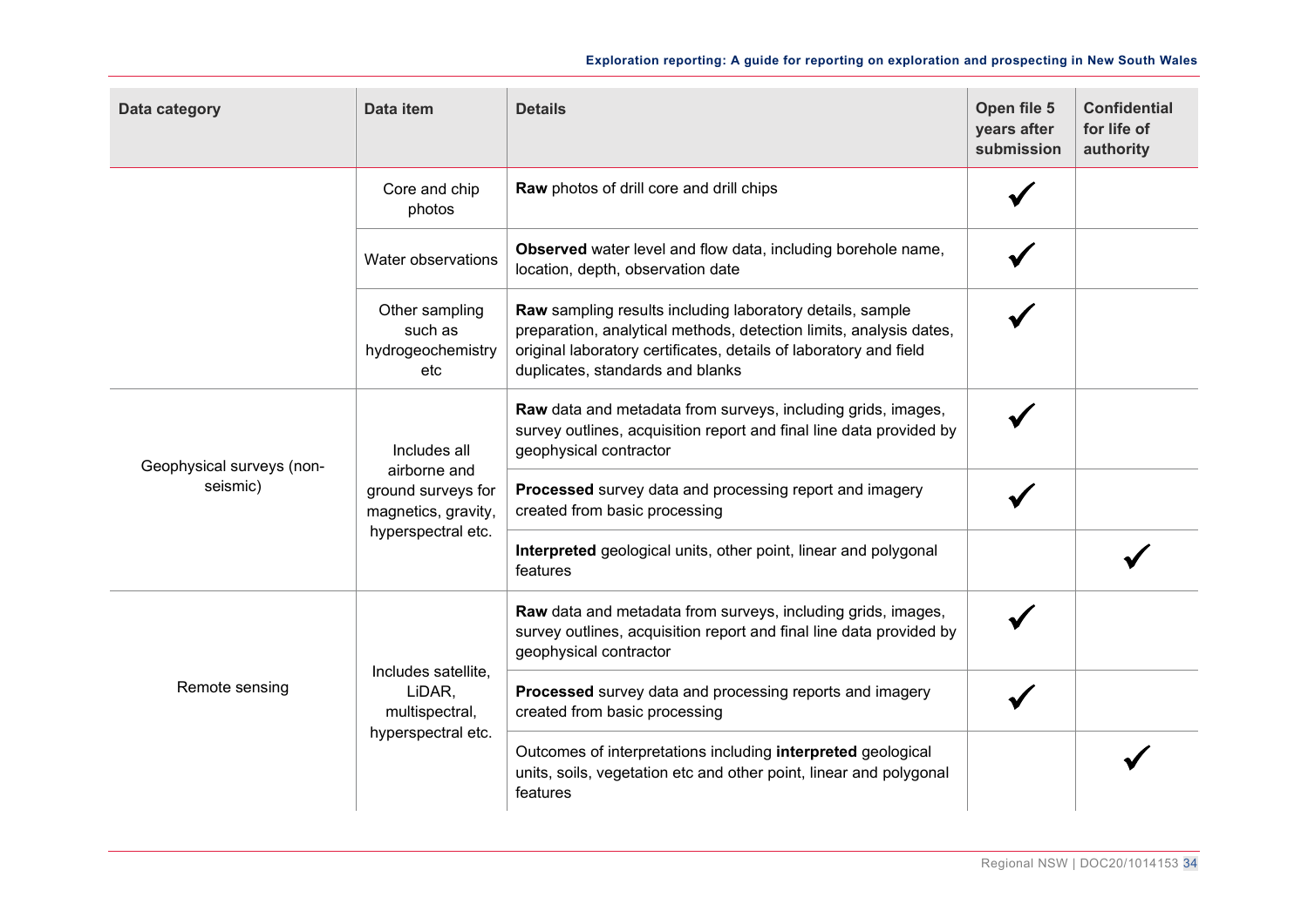| Data category | Data item | Details | Open file 5 years after submission | Confidential for life of authority |
|---|---|---|---|---|
| | Core and chip photos | **Raw** photos of drill core and drill chips | ✓ | |
| | Water observations | **Observed** water level and flow data, including borehole name, location, depth, observation date | ✓ | |
| | Other sampling such as hydrogeochemistry etc | **Raw** sampling results including laboratory details, sample preparation, analytical methods, detection limits, analysis dates, original laboratory certificates, details of laboratory and field duplicates, standards and blanks | ✓ | |
| Geophysical surveys (non-seismic) | Includes all airborne and ground surveys for magnetics, gravity, hyperspectral etc. | **Raw** data and metadata from surveys, including grids, images, survey outlines, acquisition report and final line data provided by geophysical contractor | ✓ | |
| | | **Processed** survey data and processing report and imagery created from basic processing | ✓ | |
| | | **Interpreted** geological units, other point, linear and polygonal features | | ✓ |
| Remote sensing | Includes satellite, LiDAR, multispectral, hyperspectral etc. | **Raw** data and metadata from surveys, including grids, images, survey outlines, acquisition report and final line data provided by geophysical contractor | ✓ | |
| | | **Processed** survey data and processing reports and imagery created from basic processing | ✓ | |
| | | Outcomes of interpretations including **interpreted** geological units, soils, vegetation etc and other point, linear and polygonal features | | ✓ |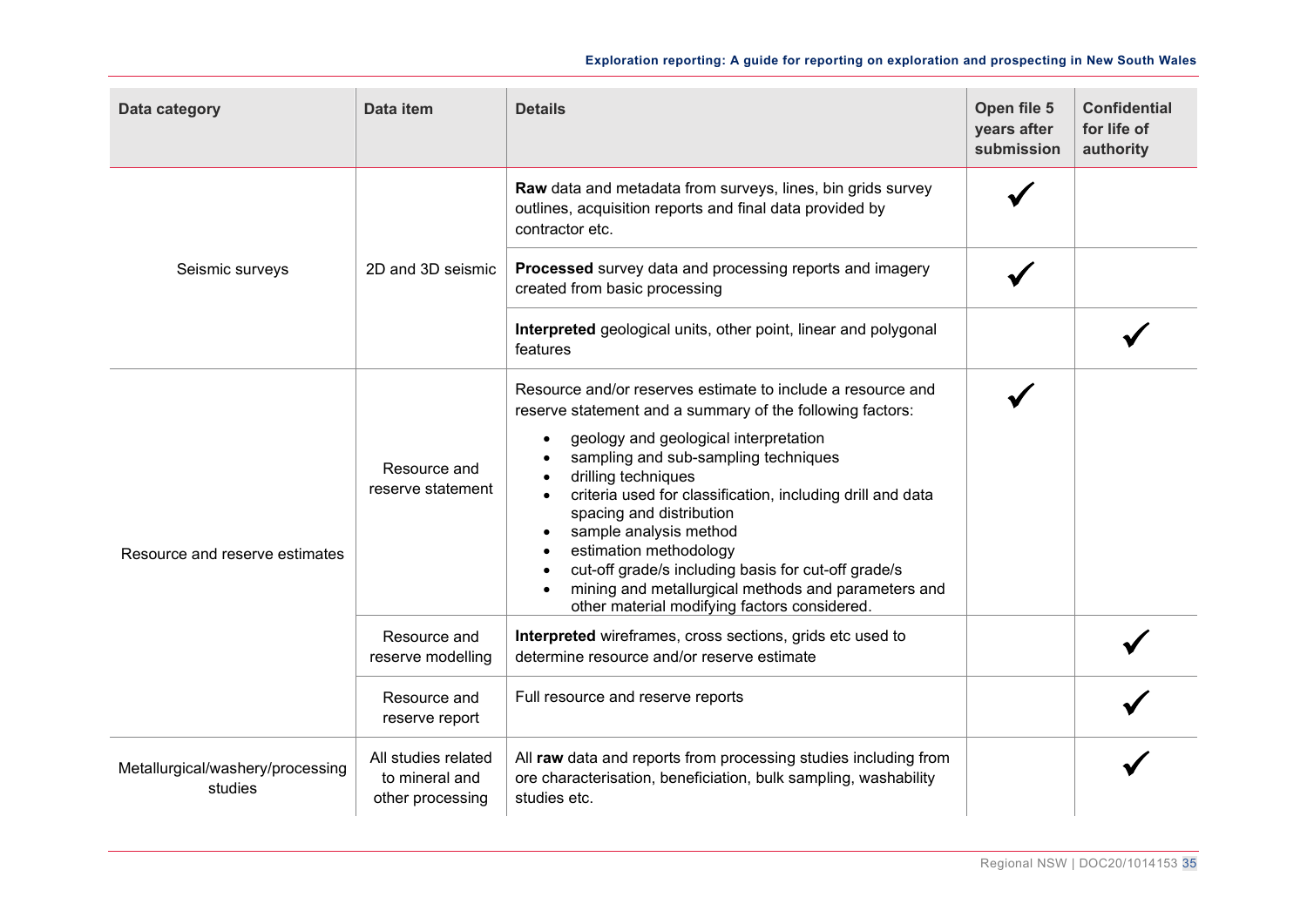| Data category | Data item | Details | Open file 5 years after submission | Confidential for life of authority |
|---|---|---|---|---|
| Seismic surveys | 2D and 3D seismic | **Raw** data and metadata from surveys, lines, bin grids survey outlines, acquisition reports and final data provided by contractor etc. | ✓ | |
| | | **Processed** survey data and processing reports and imagery created from basic processing | ✓ | |
| | | **Interpreted** geological units, other point, linear and polygonal features | | ✓ |
| Resource and reserve estimates | Resource and reserve statement | Resource and/or reserves estimate to include a resource and reserve statement and a summary of the following factors: <br>• geology and geological interpretation <br>• sampling and sub-sampling techniques <br>• drilling techniques <br>• criteria used for classification, including drill and data spacing and distribution <br>• sample analysis method <br>• estimation methodology <br>• cut-off grade/s including basis for cut-off grade/s <br>• mining and metallurgical methods and parameters and other material modifying factors considered. | ✓ | |
| | Resource and reserve modelling | **Interpreted** wireframes, cross sections, grids etc used to determine resource and/or reserve estimate | | ✓ |
| | Resource and reserve report | Full resource and reserve reports | | ✓ |
| Metallurgical/washery/processing studies | All studies related to mineral and other processing | All **raw** data and reports from processing studies including from ore characterisation, beneficiation, bulk sampling, washability studies etc. | | ✓ |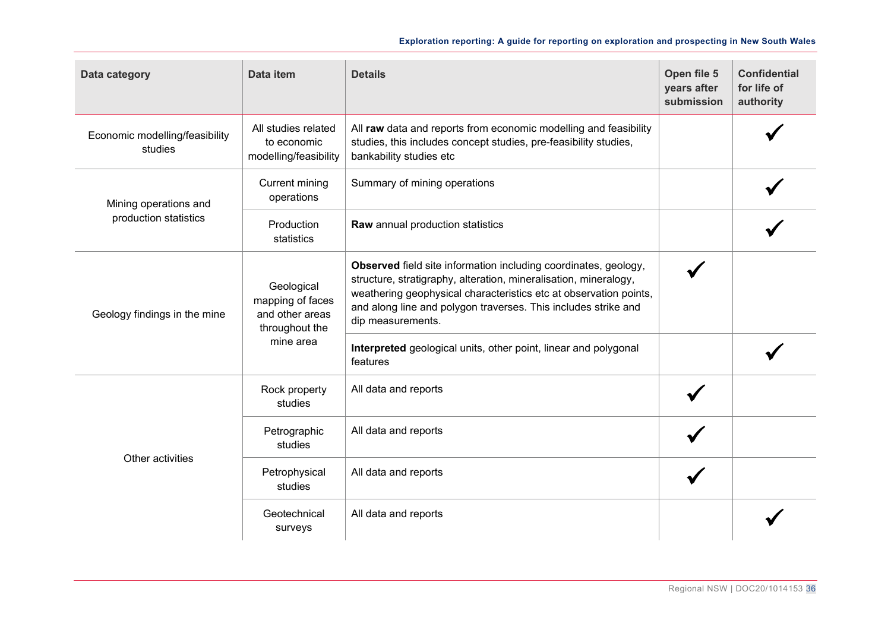| Data category | Data item | Details | Open file 5 years after submission | Confidential for life of authority |
|---|---|---|---|---|
| Economic modelling/feasibility studies | All studies related to economic modelling/feasibility | All **raw** data and reports from economic modelling and feasibility studies, this includes concept studies, pre-feasibility studies, bankability studies etc | | ✓ |
| Mining operations and production statistics | Current mining operations | Summary of mining operations | | ✓ |
| | Production statistics | **Raw** annual production statistics | | ✓ |
| Geology findings in the mine | Geological mapping of faces and other areas throughout the mine area | **Observed** field site information including coordinates, geology, structure, stratigraphy, alteration, mineralisation, mineralogy, weathering geophysical characteristics etc at observation points, and along line and polygon traverses. This includes strike and dip measurements. | ✓ | |
| | | **Interpreted** geological units, other point, linear and polygonal features | | ✓ |
| Other activities | Rock property studies | All data and reports | ✓ | |
| | Petrographic studies | All data and reports | ✓ | |
| | Petrophysical studies | All data and reports | ✓ | |
| | Geotechnical surveys | All data and reports | | ✓ |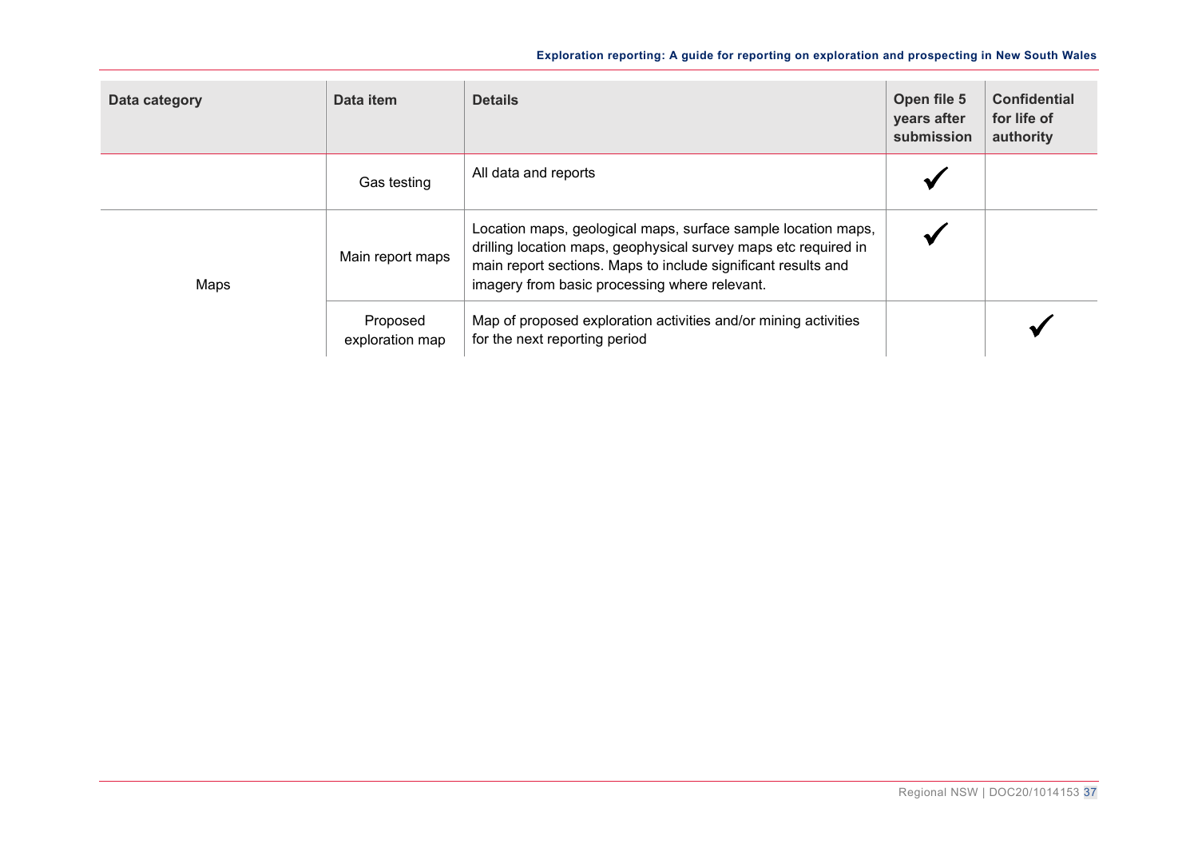| Data category | Data item | Details | Open file 5 years after submission | Confidential for life of authority |
| --- | --- | --- | --- | --- |
| | Gas testing | All data and reports | ✓ | |
| Maps | Main report maps | Location maps, geological maps, surface sample location maps, drilling location maps, geophysical survey maps etc required in main report sections. Maps to include significant results and imagery from basic processing where relevant. | ✓ | |
| | Proposed exploration map | Map of proposed exploration activities and/or mining activities for the next reporting period | | ✓ |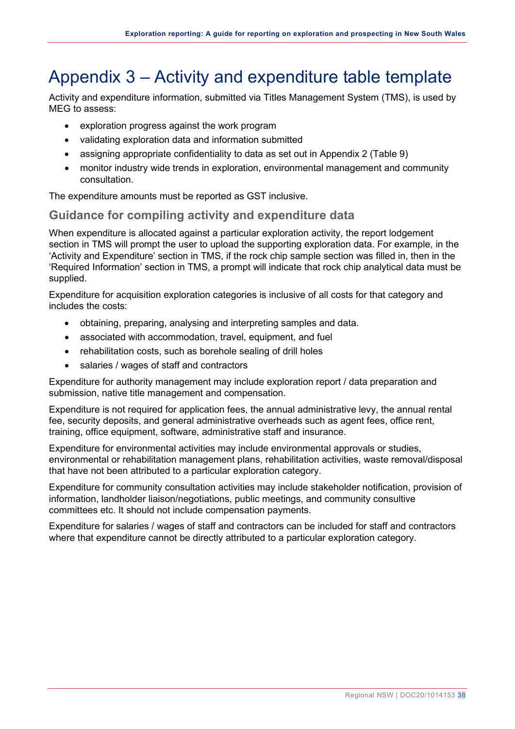# Appendix 3 – Activity and expenditure table template

Activity and expenditure information, submitted via Titles Management System (TMS), is used by MEG to assess:

- exploration progress against the work program
- validating exploration data and information submitted
- assigning appropriate confidentiality to data as set out in Appendix 2 (Table 9)
- monitor industry wide trends in exploration, environmental management and community consultation.

The expenditure amounts must be reported as GST inclusive.

## Guidance for compiling activity and expenditure data

When expenditure is allocated against a particular exploration activity, the report lodgement section in TMS will prompt the user to upload the supporting exploration data. For example, in the 'Activity and Expenditure' section in TMS, if the rock chip sample section was filled in, then in the 'Required Information' section in TMS, a prompt will indicate that rock chip analytical data must be supplied.

Expenditure for acquisition exploration categories is inclusive of all costs for that category and includes the costs:

- obtaining, preparing, analysing and interpreting samples and data.
- associated with accommodation, travel, equipment, and fuel
- rehabilitation costs, such as borehole sealing of drill holes
- salaries / wages of staff and contractors

Expenditure for authority management may include exploration report / data preparation and submission, native title management and compensation.

Expenditure is not required for application fees, the annual administrative levy, the annual rental fee, security deposits, and general administrative overheads such as agent fees, office rent, training, office equipment, software, administrative staff and insurance.

Expenditure for environmental activities may include environmental approvals or studies, environmental or rehabilitation management plans, rehabilitation activities, waste removal/disposal that have not been attributed to a particular exploration category.

Expenditure for community consultation activities may include stakeholder notification, provision of information, landholder liaison/negotiations, public meetings, and community consultive committees etc. It should not include compensation payments.

Expenditure for salaries / wages of staff and contractors can be included for staff and contractors where that expenditure cannot be directly attributed to a particular exploration category.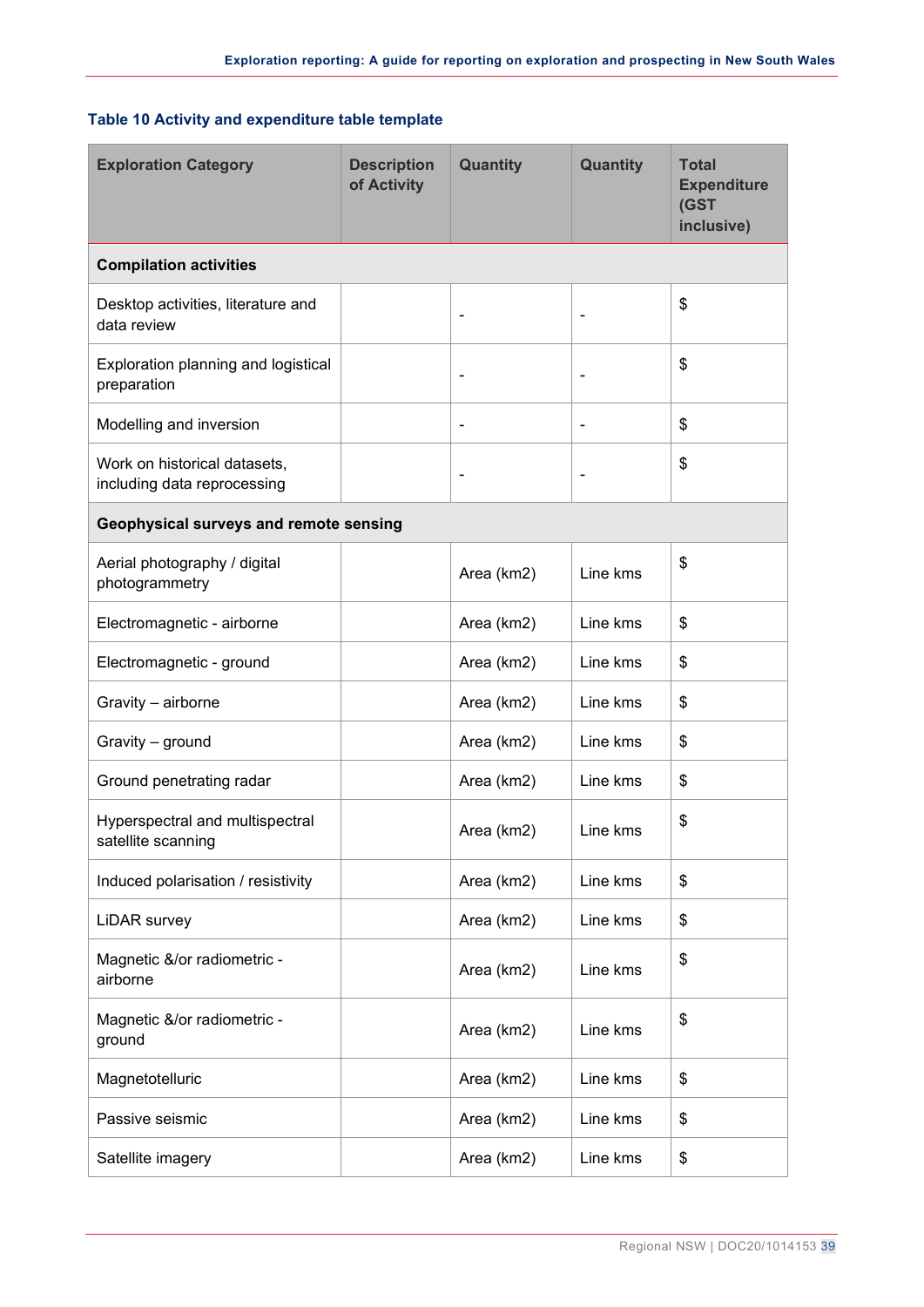### Table 10 Activity and expenditure table template

| Exploration Category | Description of Activity | Quantity | Quantity | Total Expenditure (GST inclusive) |
|---|---|---|---|---|
| **Compilation activities** | | | | |
| Desktop activities, literature and data review | | - | - | $ |
| Exploration planning and logistical preparation | | - | - | $ |
| Modelling and inversion | | - | - | $ |
| Work on historical datasets, including data reprocessing | | - | - | $ |
| **Geophysical surveys and remote sensing** | | | | |
| Aerial photography / digital photogrammetry | | Area (km2) | Line kms | $ |
| Electromagnetic - airborne | | Area (km2) | Line kms | $ |
| Electromagnetic - ground | | Area (km2) | Line kms | $ |
| Gravity – airborne | | Area (km2) | Line kms | $ |
| Gravity – ground | | Area (km2) | Line kms | $ |
| Ground penetrating radar | | Area (km2) | Line kms | $ |
| Hyperspectral and multispectral satellite scanning | | Area (km2) | Line kms | $ |
| Induced polarisation / resistivity | | Area (km2) | Line kms | $ |
| LiDAR survey | | Area (km2) | Line kms | $ |
| Magnetic &/or radiometric - airborne | | Area (km2) | Line kms | $ |
| Magnetic &/or radiometric - ground | | Area (km2) | Line kms | $ |
| Magnetotelluric | | Area (km2) | Line kms | $ |
| Passive seismic | | Area (km2) | Line kms | $ |
| Satellite imagery | | Area (km2) | Line kms | $ |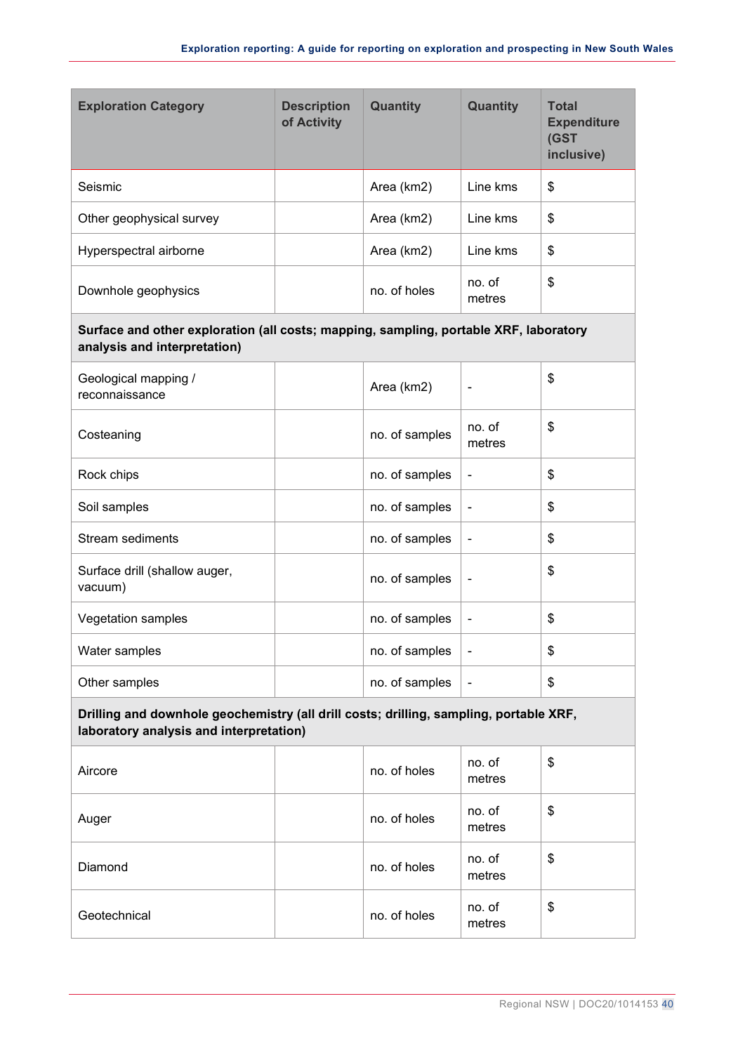| Exploration Category | Description of Activity | Quantity | Quantity | Total Expenditure (GST inclusive) |
|---|---|---|---|---|
| Seismic | | Area (km2) | Line kms | $ |
| Other geophysical survey | | Area (km2) | Line kms | $ |
| Hyperspectral airborne | | Area (km2) | Line kms | $ |
| Downhole geophysics | | no. of holes | no. of metres | $ |
| **Surface and other exploration (all costs; mapping, sampling, portable XRF, laboratory analysis and interpretation)** | | | | |
| Geological mapping / reconnaissance | | Area (km2) | - | $ |
| Costeaning | | no. of samples | no. of metres | $ |
| Rock chips | | no. of samples | - | $ |
| Soil samples | | no. of samples | - | $ |
| Stream sediments | | no. of samples | - | $ |
| Surface drill (shallow auger, vacuum) | | no. of samples | - | $ |
| Vegetation samples | | no. of samples | - | $ |
| Water samples | | no. of samples | - | $ |
| Other samples | | no. of samples | - | $ |
| **Drilling and downhole geochemistry (all drill costs; drilling, sampling, portable XRF, laboratory analysis and interpretation)** | | | | |
| Aircore | | no. of holes | no. of metres | $ |
| Auger | | no. of holes | no. of metres | $ |
| Diamond | | no. of holes | no. of metres | $ |
| Geotechnical | | no. of holes | no. of metres | $ |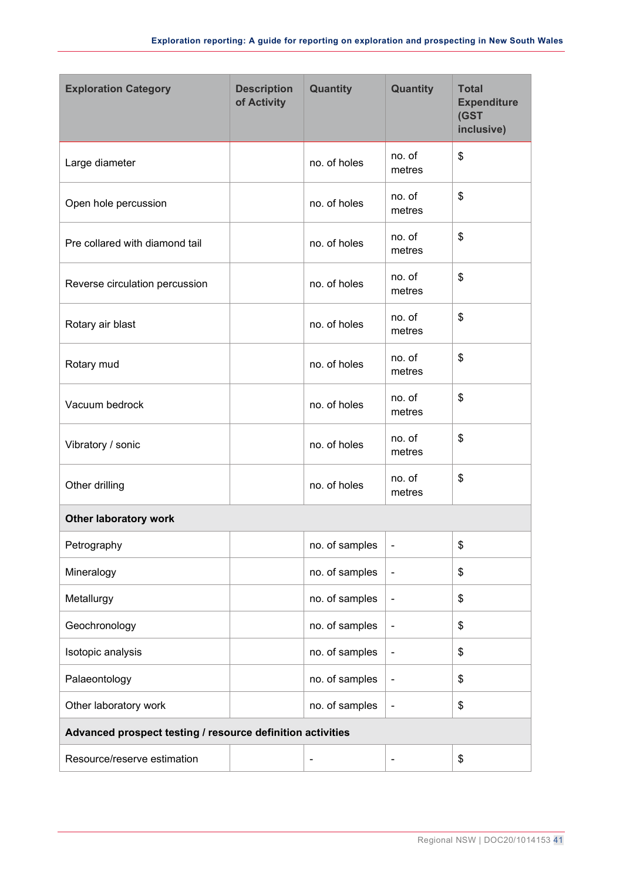| Exploration Category | Description of Activity | Quantity | Quantity | Total Expenditure (GST inclusive) |
|---|---|---|---|---|
| Large diameter | | no. of holes | no. of metres | $ |
| Open hole percussion | | no. of holes | no. of metres | $ |
| Pre collared with diamond tail | | no. of holes | no. of metres | $ |
| Reverse circulation percussion | | no. of holes | no. of metres | $ |
| Rotary air blast | | no. of holes | no. of metres | $ |
| Rotary mud | | no. of holes | no. of metres | $ |
| Vacuum bedrock | | no. of holes | no. of metres | $ |
| Vibratory / sonic | | no. of holes | no. of metres | $ |
| Other drilling | | no. of holes | no. of metres | $ |
| **Other laboratory work** | | | | |
| Petrography | | no. of samples | - | $ |
| Mineralogy | | no. of samples | - | $ |
| Metallurgy | | no. of samples | - | $ |
| Geochronology | | no. of samples | - | $ |
| Isotopic analysis | | no. of samples | - | $ |
| Palaeontology | | no. of samples | - | $ |
| Other laboratory work | | no. of samples | - | $ |
| **Advanced prospect testing / resource definition activities** | | | | |
| Resource/reserve estimation | | - | - | $ |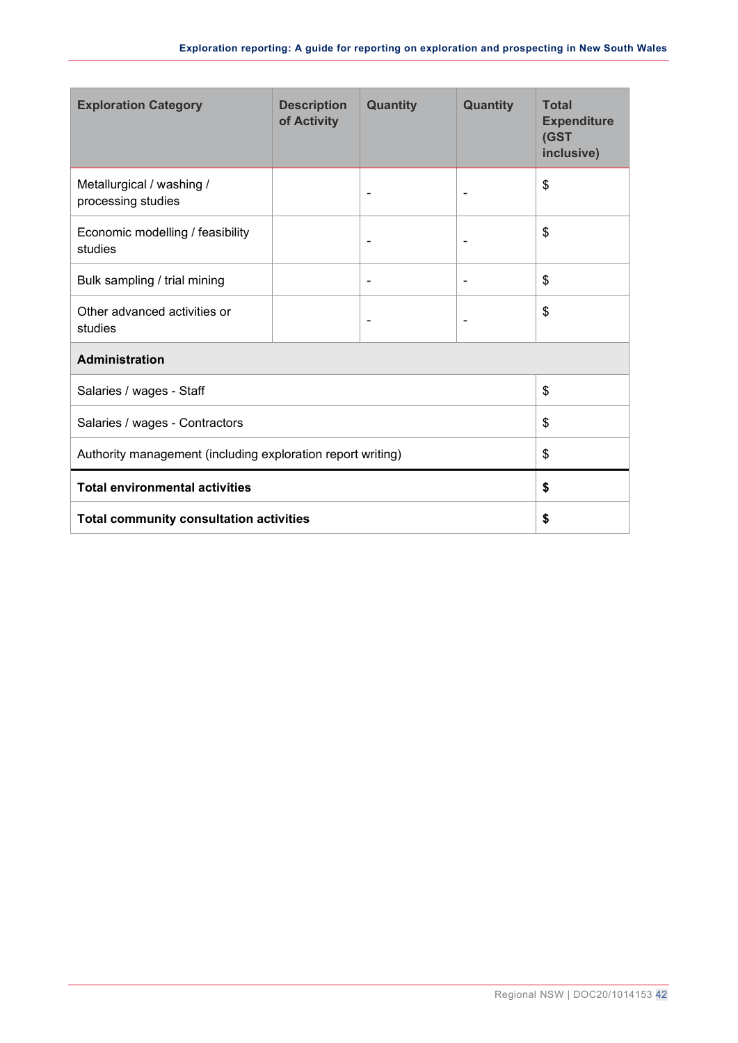| Exploration Category | Description of Activity | Quantity | Quantity | Total Expenditure (GST inclusive) |
|---|---|---|---|---|
| Metallurgical / washing / processing studies | | - | - | $ |
| Economic modelling / feasibility studies | | - | - | $ |
| Bulk sampling / trial mining | | - | - | $ |
| Other advanced activities or studies | | - | - | $ |
| **Administration** | | | | |
| Salaries / wages - Staff | | | | $ |
| Salaries / wages - Contractors | | | | $ |
| Authority management (including exploration report writing) | | | | $ |
| **Total environmental activities** | | | | **$** |
| **Total community consultation activities** | | | | **$** |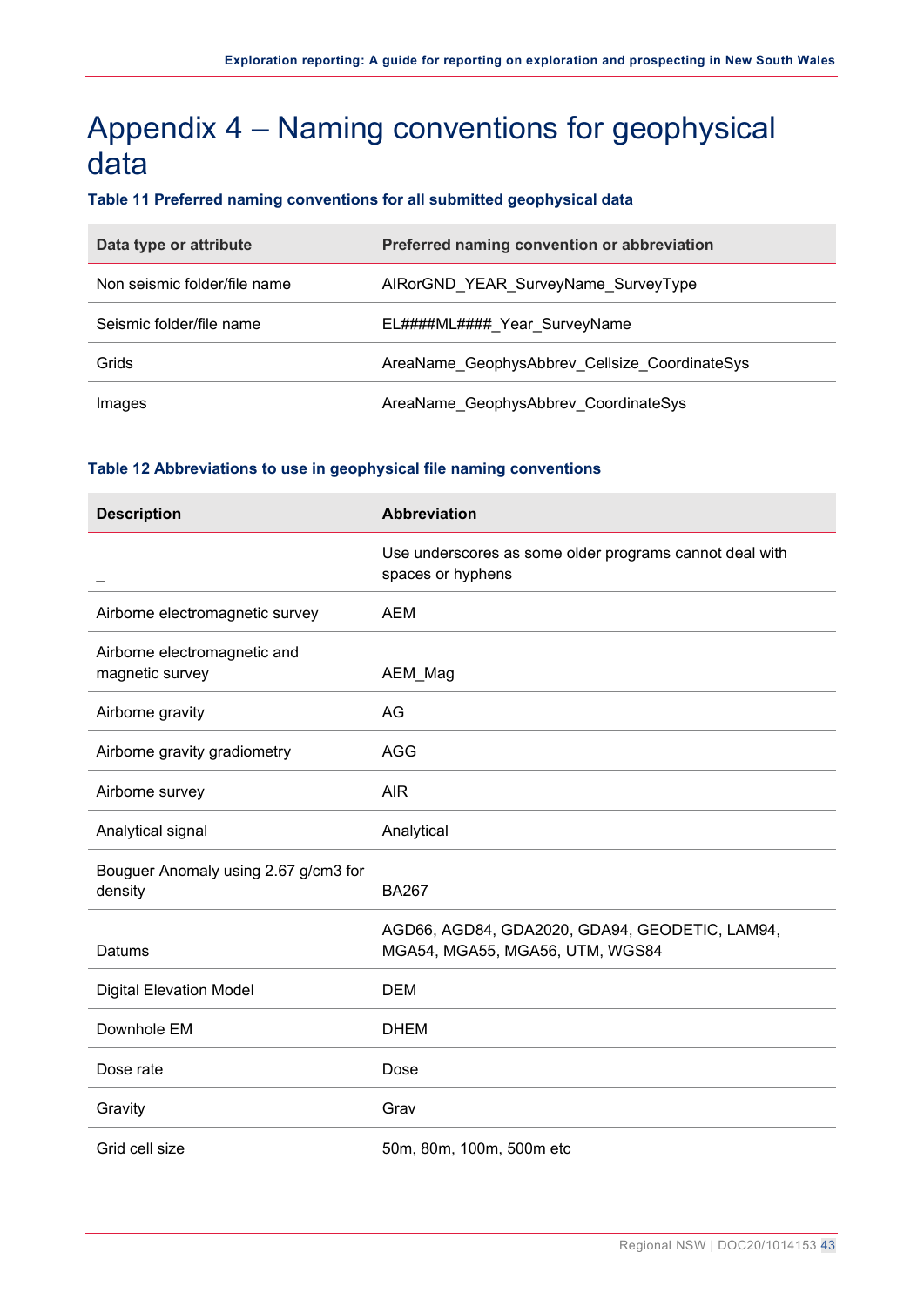# Appendix 4 – Naming conventions for geophysical data

### Table 11 Preferred naming conventions for all submitted geophysical data

| Data type or attribute | Preferred naming convention or abbreviation |
| --- | --- |
| Non seismic folder/file name | AIRorGND_YEAR_SurveyName_SurveyType |
| Seismic folder/file name | EL####ML####_Year_SurveyName |
| Grids | AreaName_GeophysAbbrev_Cellsize_CoordinateSys |
| Images | AreaName_GeophysAbbrev_CoordinateSys |

### Table 12 Abbreviations to use in geophysical file naming conventions

| Description | Abbreviation |
| --- | --- |
| _ | Use underscores as some older programs cannot deal with spaces or hyphens |
| Airborne electromagnetic survey | AEM |
| Airborne electromagnetic and magnetic survey | AEM_Mag |
| Airborne gravity | AG |
| Airborne gravity gradiometry | AGG |
| Airborne survey | AIR |
| Analytical signal | Analytical |
| Bouguer Anomaly using 2.67 g/cm3 for density | BA267 |
| Datums | AGD66, AGD84, GDA2020, GDA94, GEODETIC, LAM94, MGA54, MGA55, MGA56, UTM, WGS84 |
| Digital Elevation Model | DEM |
| Downhole EM | DHEM |
| Dose rate | Dose |
| Gravity | Grav |
| Grid cell size | 50m, 80m, 100m, 500m etc |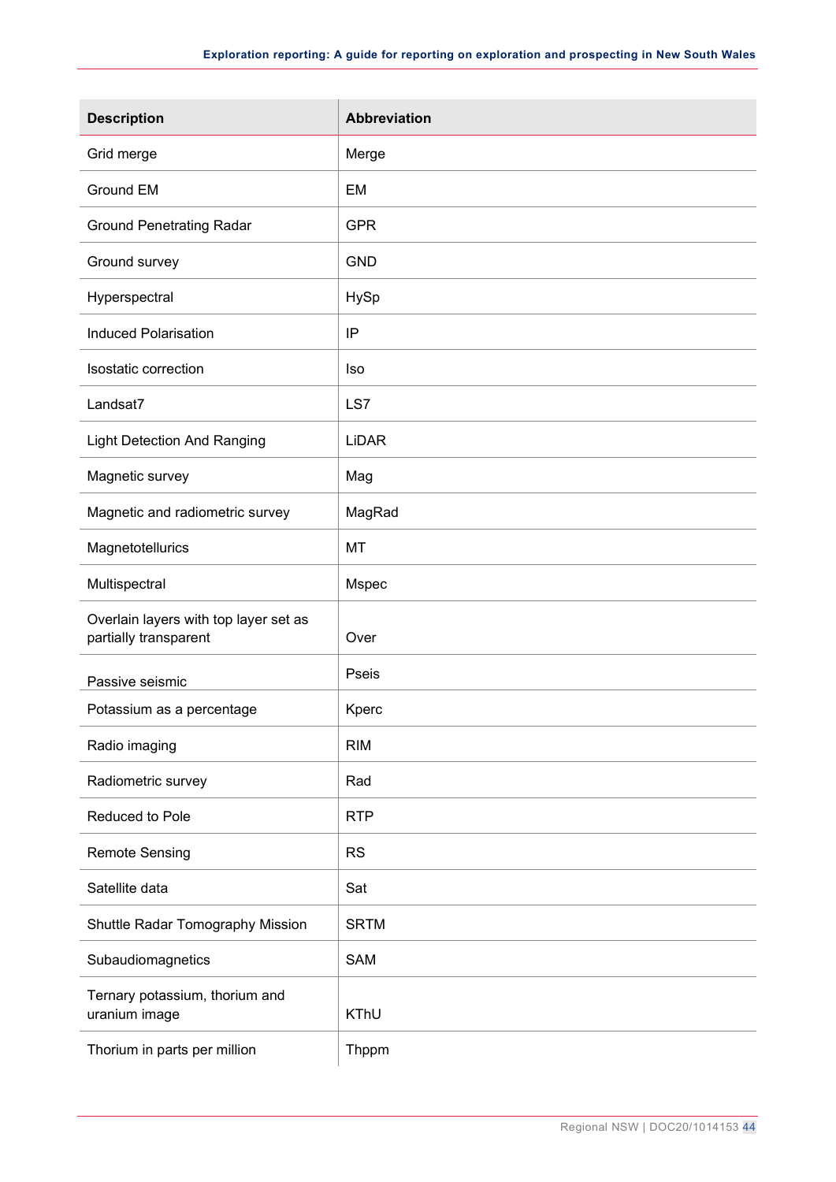| Description | Abbreviation |
|---|---|
| Grid merge | Merge |
| Ground EM | EM |
| Ground Penetrating Radar | GPR |
| Ground survey | GND |
| Hyperspectral | HySp |
| Induced Polarisation | IP |
| Isostatic correction | Iso |
| Landsat7 | LS7 |
| Light Detection And Ranging | LiDAR |
| Magnetic survey | Mag |
| Magnetic and radiometric survey | MagRad |
| Magnetotellurics | MT |
| Multispectral | Mspec |
| Overlain layers with top layer set as partially transparent | Over |
| Passive seismic | Pseis |
| Potassium as a percentage | Kperc |
| Radio imaging | RIM |
| Radiometric survey | Rad |
| Reduced to Pole | RTP |
| Remote Sensing | RS |
| Satellite data | Sat |
| Shuttle Radar Tomography Mission | SRTM |
| Subaudiomagnetics | SAM |
| Ternary potassium, thorium and uranium image | KThU |
| Thorium in parts per million | Thppm |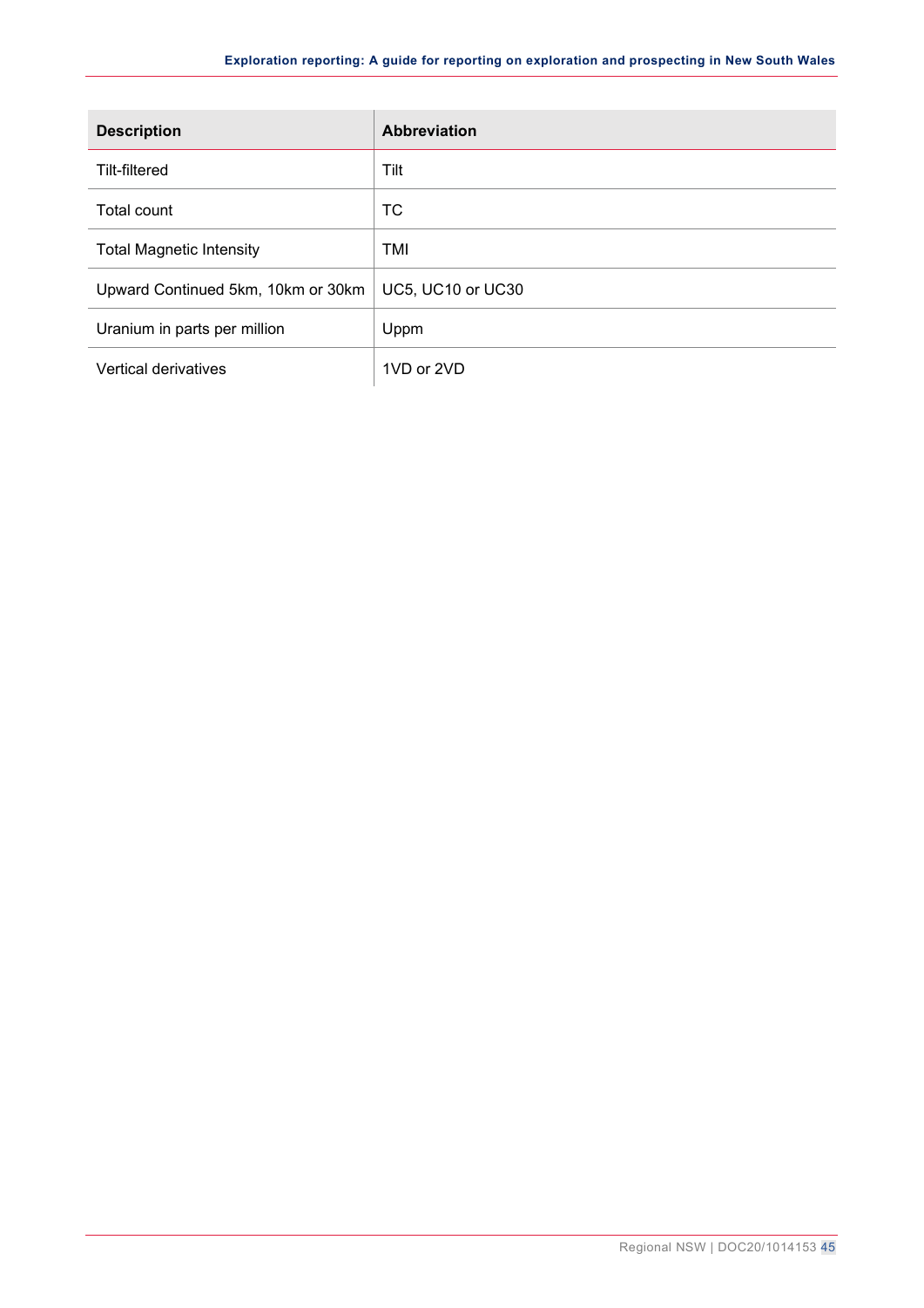| Description | Abbreviation |
| --- | --- |
| Tilt-filtered | Tilt |
| Total count | TC |
| Total Magnetic Intensity | TMI |
| Upward Continued 5km, 10km or 30km | UC5, UC10 or UC30 |
| Uranium in parts per million | Uppm |
| Vertical derivatives | 1VD or 2VD |